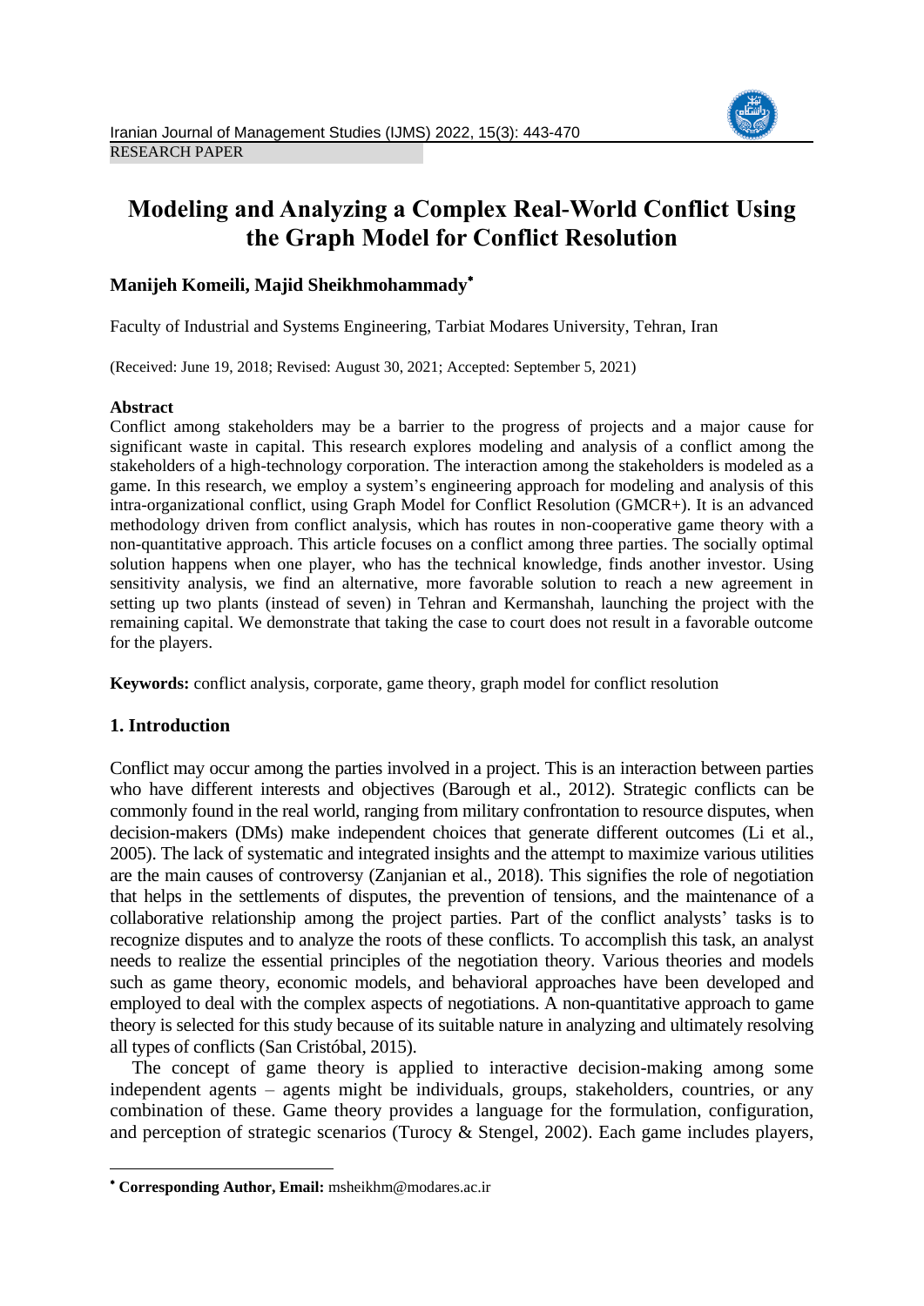RESEARCH PAPER

# Modeling and Analyzing a Complex Real-World Conflict Using the Graph Model for Conflict Resolution

**Manijeh Komeili, Majid Sheikhmohammady***

Faculty of Industrial and Systems Engineering, Tarbiat Modares University, Tehran, Iran

(Received: June 19, 2018; Revised: August 30, 2021; Accepted: September 5, 2021)

**Abstract**

Conflict among stakeholders may be a barrier to the progress of projects and a major cause for significant waste in capital. This research explores modeling and analysis of a conflict among the stakeholders of a high-technology corporation. The interaction among the stakeholders is modeled as a game. In this research, we employ a system's engineering approach for modeling and analysis of this intra-organizational conflict, using Graph Model for Conflict Resolution (GMCR+). It is an advanced methodology driven from conflict analysis, which has routes in non-cooperative game theory with a non-quantitative approach. This article focuses on a conflict among three parties. The socially optimal solution happens when one player, who has the technical knowledge, finds another investor. Using sensitivity analysis, we find an alternative, more favorable solution to reach a new agreement in setting up two plants (instead of seven) in Tehran and Kermanshah, launching the project with the remaining capital. We demonstrate that taking the case to court does not result in a favorable outcome for the players.

**Keywords:** conflict analysis, corporate, game theory, graph model for conflict resolution

## 1. Introduction

Conflict may occur among the parties involved in a project. This is an interaction between parties who have different interests and objectives (Barough et al., 2012). Strategic conflicts can be commonly found in the real world, ranging from military confrontation to resource disputes, when decision-makers (DMs) make independent choices that generate different outcomes (Li et al., 2005). The lack of systematic and integrated insights and the attempt to maximize various utilities are the main causes of controversy (Zanjanian et al., 2018). This signifies the role of negotiation that helps in the settlements of disputes, the prevention of tensions, and the maintenance of a collaborative relationship among the project parties. Part of the conflict analysts' tasks is to recognize disputes and to analyze the roots of these conflicts. To accomplish this task, an analyst needs to realize the essential principles of the negotiation theory. Various theories and models such as game theory, economic models, and behavioral approaches have been developed and employed to deal with the complex aspects of negotiations. A non-quantitative approach to game theory is selected for this study because of its suitable nature in analyzing and ultimately resolving all types of conflicts (San Cristóbal, 2015).

The concept of game theory is applied to interactive decision-making among some independent agents – agents might be individuals, groups, stakeholders, countries, or any combination of these. Game theory provides a language for the formulation, configuration, and perception of strategic scenarios (Turocy & Stengel, 2002). Each game includes players,

---

* **Corresponding Author, Email:** msheikhm@modares.ac.ir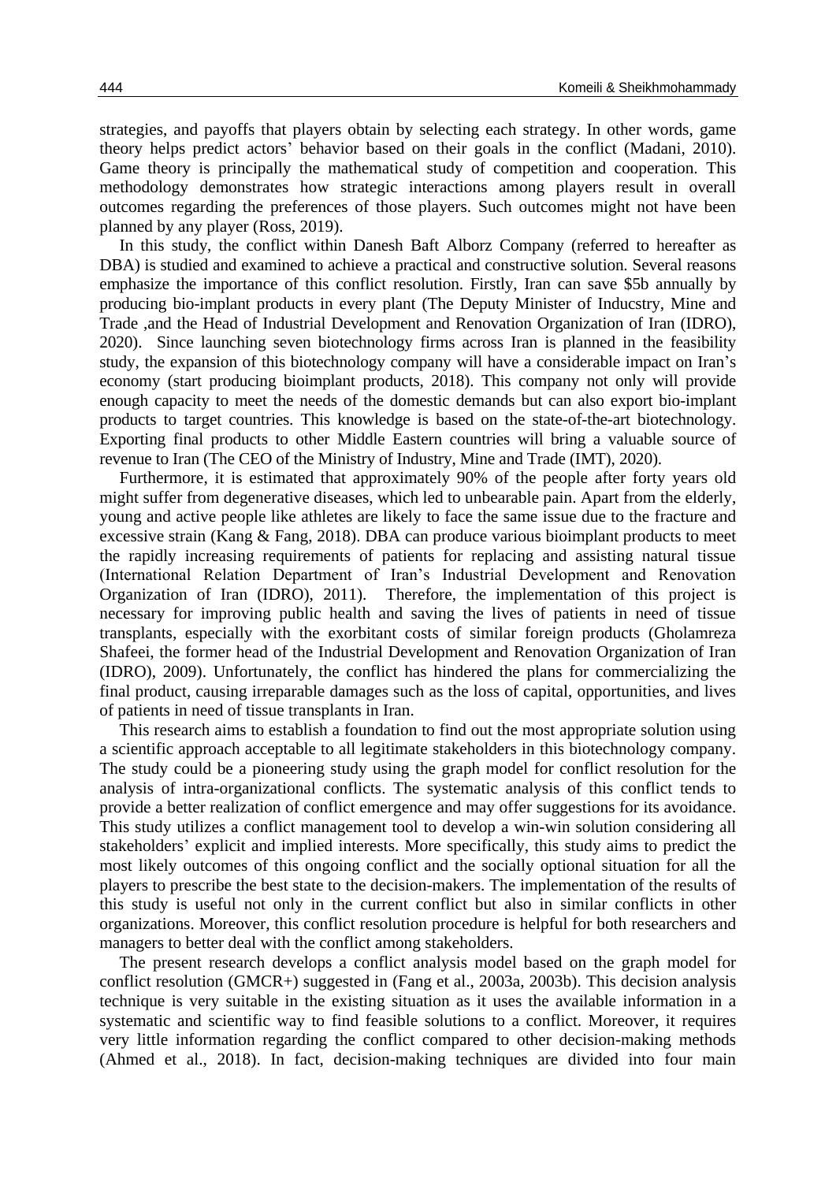strategies, and payoffs that players obtain by selecting each strategy. In other words, game theory helps predict actors' behavior based on their goals in the conflict (Madani, 2010). Game theory is principally the mathematical study of competition and cooperation. This methodology demonstrates how strategic interactions among players result in overall outcomes regarding the preferences of those players. Such outcomes might not have been planned by any player (Ross, 2019).

In this study, the conflict within Danesh Baft Alborz Company (referred to hereafter as DBA) is studied and examined to achieve a practical and constructive solution. Several reasons emphasize the importance of this conflict resolution. Firstly, Iran can save $5b annually by producing bio-implant products in every plant (The Deputy Minister of Inducstry, Mine and Trade ,and the Head of Industrial Development and Renovation Organization of Iran (IDRO), 2020). Since launching seven biotechnology firms across Iran is planned in the feasibility study, the expansion of this biotechnology company will have a considerable impact on Iran's economy (start producing bioimplant products, 2018). This company not only will provide enough capacity to meet the needs of the domestic demands but can also export bio-implant products to target countries. This knowledge is based on the state-of-the-art biotechnology. Exporting final products to other Middle Eastern countries will bring a valuable source of revenue to Iran (The CEO of the Ministry of Industry, Mine and Trade (IMT), 2020).

Furthermore, it is estimated that approximately 90% of the people after forty years old might suffer from degenerative diseases, which led to unbearable pain. Apart from the elderly, young and active people like athletes are likely to face the same issue due to the fracture and excessive strain (Kang & Fang, 2018). DBA can produce various bioimplant products to meet the rapidly increasing requirements of patients for replacing and assisting natural tissue (International Relation Department of Iran's Industrial Development and Renovation Organization of Iran (IDRO), 2011). Therefore, the implementation of this project is necessary for improving public health and saving the lives of patients in need of tissue transplants, especially with the exorbitant costs of similar foreign products (Gholamreza Shafeei, the former head of the Industrial Development and Renovation Organization of Iran (IDRO), 2009). Unfortunately, the conflict has hindered the plans for commercializing the final product, causing irreparable damages such as the loss of capital, opportunities, and lives of patients in need of tissue transplants in Iran.

This research aims to establish a foundation to find out the most appropriate solution using a scientific approach acceptable to all legitimate stakeholders in this biotechnology company. The study could be a pioneering study using the graph model for conflict resolution for the analysis of intra-organizational conflicts. The systematic analysis of this conflict tends to provide a better realization of conflict emergence and may offer suggestions for its avoidance. This study utilizes a conflict management tool to develop a win-win solution considering all stakeholders' explicit and implied interests. More specifically, this study aims to predict the most likely outcomes of this ongoing conflict and the socially optional situation for all the players to prescribe the best state to the decision-makers. The implementation of the results of this study is useful not only in the current conflict but also in similar conflicts in other organizations. Moreover, this conflict resolution procedure is helpful for both researchers and managers to better deal with the conflict among stakeholders.

The present research develops a conflict analysis model based on the graph model for conflict resolution (GMCR+) suggested in (Fang et al., 2003a, 2003b). This decision analysis technique is very suitable in the existing situation as it uses the available information in a systematic and scientific way to find feasible solutions to a conflict. Moreover, it requires very little information regarding the conflict compared to other decision-making methods (Ahmed et al., 2018). In fact, decision-making techniques are divided into four main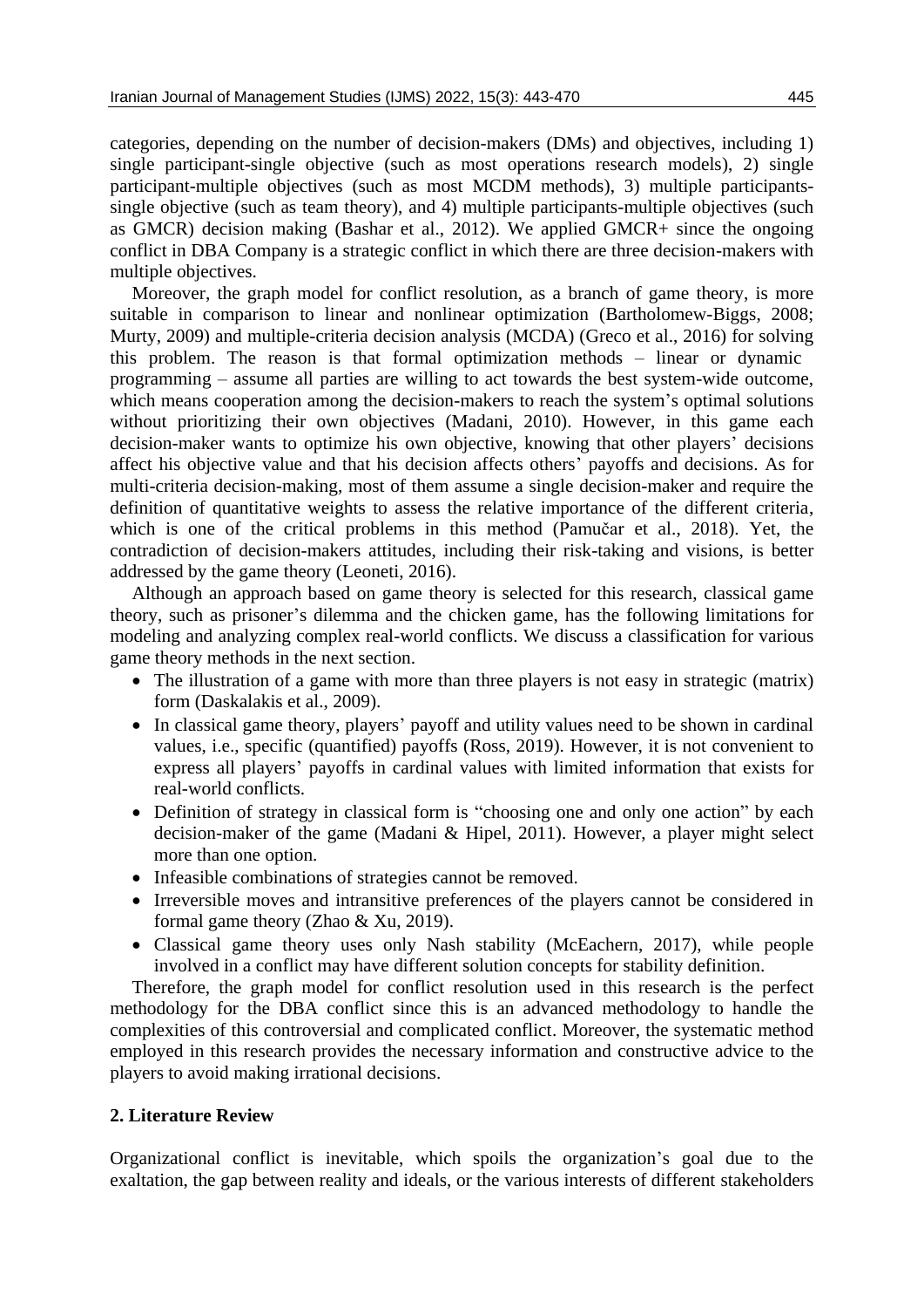categories, depending on the number of decision-makers (DMs) and objectives, including 1) single participant-single objective (such as most operations research models), 2) single participant-multiple objectives (such as most MCDM methods), 3) multiple participants-single objective (such as team theory), and 4) multiple participants-multiple objectives (such as GMCR) decision making (Bashar et al., 2012). We applied GMCR+ since the ongoing conflict in DBA Company is a strategic conflict in which there are three decision-makers with multiple objectives.

Moreover, the graph model for conflict resolution, as a branch of game theory, is more suitable in comparison to linear and nonlinear optimization (Bartholomew-Biggs, 2008; Murty, 2009) and multiple-criteria decision analysis (MCDA) (Greco et al., 2016) for solving this problem. The reason is that formal optimization methods – linear or dynamic programming – assume all parties are willing to act towards the best system-wide outcome, which means cooperation among the decision-makers to reach the system's optimal solutions without prioritizing their own objectives (Madani, 2010). However, in this game each decision-maker wants to optimize his own objective, knowing that other players' decisions affect his objective value and that his decision affects others' payoffs and decisions. As for multi-criteria decision-making, most of them assume a single decision-maker and require the definition of quantitative weights to assess the relative importance of the different criteria, which is one of the critical problems in this method (Pamučar et al., 2018). Yet, the contradiction of decision-makers attitudes, including their risk-taking and visions, is better addressed by the game theory (Leoneti, 2016).

Although an approach based on game theory is selected for this research, classical game theory, such as prisoner's dilemma and the chicken game, has the following limitations for modeling and analyzing complex real-world conflicts. We discuss a classification for various game theory methods in the next section.

- The illustration of a game with more than three players is not easy in strategic (matrix) form (Daskalakis et al., 2009).
- In classical game theory, players' payoff and utility values need to be shown in cardinal values, i.e., specific (quantified) payoffs (Ross, 2019). However, it is not convenient to express all players' payoffs in cardinal values with limited information that exists for real-world conflicts.
- Definition of strategy in classical form is "choosing one and only one action" by each decision-maker of the game (Madani & Hipel, 2011). However, a player might select more than one option.
- Infeasible combinations of strategies cannot be removed.
- Irreversible moves and intransitive preferences of the players cannot be considered in formal game theory (Zhao & Xu, 2019).
- Classical game theory uses only Nash stability (McEachern, 2017), while people involved in a conflict may have different solution concepts for stability definition.

Therefore, the graph model for conflict resolution used in this research is the perfect methodology for the DBA conflict since this is an advanced methodology to handle the complexities of this controversial and complicated conflict. Moreover, the systematic method employed in this research provides the necessary information and constructive advice to the players to avoid making irrational decisions.

## 2. Literature Review

Organizational conflict is inevitable, which spoils the organization's goal due to the exaltation, the gap between reality and ideals, or the various interests of different stakeholders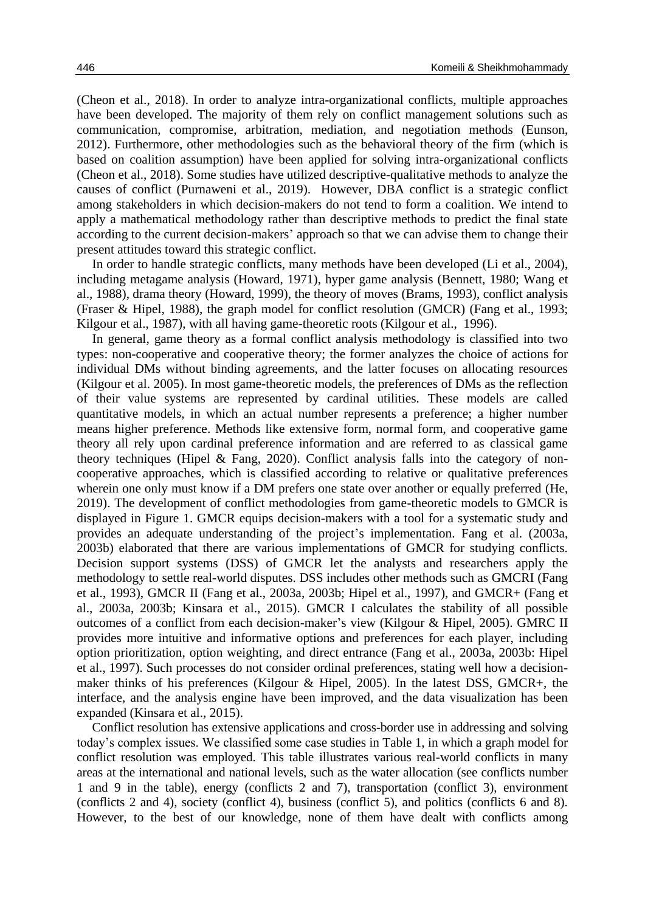(Cheon et al., 2018). In order to analyze intra-organizational conflicts, multiple approaches have been developed. The majority of them rely on conflict management solutions such as communication, compromise, arbitration, mediation, and negotiation methods (Eunson, 2012). Furthermore, other methodologies such as the behavioral theory of the firm (which is based on coalition assumption) have been applied for solving intra-organizational conflicts (Cheon et al., 2018). Some studies have utilized descriptive-qualitative methods to analyze the causes of conflict (Purnaweni et al., 2019). However, DBA conflict is a strategic conflict among stakeholders in which decision-makers do not tend to form a coalition. We intend to apply a mathematical methodology rather than descriptive methods to predict the final state according to the current decision-makers' approach so that we can advise them to change their present attitudes toward this strategic conflict.

In order to handle strategic conflicts, many methods have been developed (Li et al., 2004), including metagame analysis (Howard, 1971), hyper game analysis (Bennett, 1980; Wang et al., 1988), drama theory (Howard, 1999), the theory of moves (Brams, 1993), conflict analysis (Fraser & Hipel, 1988), the graph model for conflict resolution (GMCR) (Fang et al., 1993; Kilgour et al., 1987), with all having game-theoretic roots (Kilgour et al., 1996).

In general, game theory as a formal conflict analysis methodology is classified into two types: non-cooperative and cooperative theory; the former analyzes the choice of actions for individual DMs without binding agreements, and the latter focuses on allocating resources (Kilgour et al. 2005). In most game-theoretic models, the preferences of DMs as the reflection of their value systems are represented by cardinal utilities. These models are called quantitative models, in which an actual number represents a preference; a higher number means higher preference. Methods like extensive form, normal form, and cooperative game theory all rely upon cardinal preference information and are referred to as classical game theory techniques (Hipel & Fang, 2020). Conflict analysis falls into the category of non-cooperative approaches, which is classified according to relative or qualitative preferences wherein one only must know if a DM prefers one state over another or equally preferred (He, 2019). The development of conflict methodologies from game-theoretic models to GMCR is displayed in Figure 1. GMCR equips decision-makers with a tool for a systematic study and provides an adequate understanding of the project's implementation. Fang et al. (2003a, 2003b) elaborated that there are various implementations of GMCR for studying conflicts. Decision support systems (DSS) of GMCR let the analysts and researchers apply the methodology to settle real-world disputes. DSS includes other methods such as GMCRI (Fang et al., 1993), GMCR II (Fang et al., 2003a, 2003b; Hipel et al., 1997), and GMCR+ (Fang et al., 2003a, 2003b; Kinsara et al., 2015). GMCR I calculates the stability of all possible outcomes of a conflict from each decision-maker's view (Kilgour & Hipel, 2005). GMRC II provides more intuitive and informative options and preferences for each player, including option prioritization, option weighting, and direct entrance (Fang et al., 2003a, 2003b: Hipel et al., 1997). Such processes do not consider ordinal preferences, stating well how a decision-maker thinks of his preferences (Kilgour & Hipel, 2005). In the latest DSS, GMCR+, the interface, and the analysis engine have been improved, and the data visualization has been expanded (Kinsara et al., 2015).

Conflict resolution has extensive applications and cross-border use in addressing and solving today's complex issues. We classified some case studies in Table 1, in which a graph model for conflict resolution was employed. This table illustrates various real-world conflicts in many areas at the international and national levels, such as the water allocation (see conflicts number 1 and 9 in the table), energy (conflicts 2 and 7), transportation (conflict 3), environment (conflicts 2 and 4), society (conflict 4), business (conflict 5), and politics (conflicts 6 and 8). However, to the best of our knowledge, none of them have dealt with conflicts among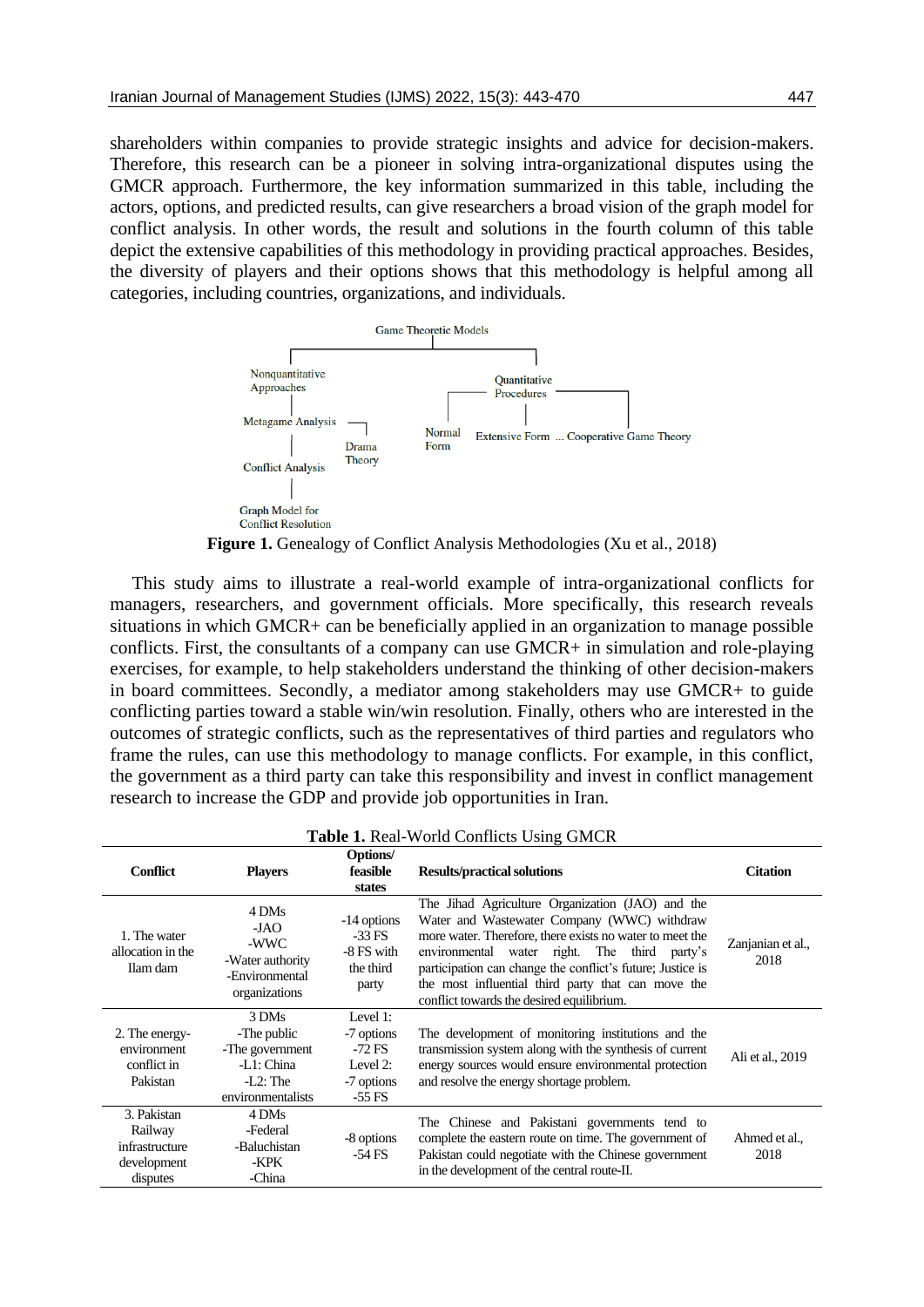shareholders within companies to provide strategic insights and advice for decision-makers. Therefore, this research can be a pioneer in solving intra-organizational disputes using the GMCR approach. Furthermore, the key information summarized in this table, including the actors, options, and predicted results, can give researchers a broad vision of the graph model for conflict analysis. In other words, the result and solutions in the fourth column of this table depict the extensive capabilities of this methodology in providing practical approaches. Besides, the diversity of players and their options shows that this methodology is helpful among all categories, including countries, organizations, and individuals.

Game Theoretic Models

Nonquantitative Approaches

Metagame Analysis

Drama Theory

Conflict Analysis

Graph Model for Conflict Resolution

Quantitative Procedures

Normal Form

Extensive Form ... Cooperative Game Theory

**Figure 1.** Genealogy of Conflict Analysis Methodologies (Xu et al., 2018)

This study aims to illustrate a real-world example of intra-organizational conflicts for managers, researchers, and government officials. More specifically, this research reveals situations in which GMCR+ can be beneficially applied in an organization to manage possible conflicts. First, the consultants of a company can use GMCR+ in simulation and role-playing exercises, for example, to help stakeholders understand the thinking of other decision-makers in board committees. Secondly, a mediator among stakeholders may use GMCR+ to guide conflicting parties toward a stable win/win resolution. Finally, others who are interested in the outcomes of strategic conflicts, such as the representatives of third parties and regulators who frame the rules, can use this methodology to manage conflicts. For example, in this conflict, the government as a third party can take this responsibility and invest in conflict management research to increase the GDP and provide job opportunities in Iran.

**Table 1.** Real-World Conflicts Using GMCR

| Conflict | Players | Options/ feasible states | Results/practical solutions | Citation |
|---|---|---|---|---|
| 1. The water allocation in the Ilam dam | 4 DMs<br>-JAO<br>-WWC<br>-Water authority<br>-Environmental organizations | -14 options<br>-33 FS<br>-8 FS with the third party | The Jihad Agriculture Organization (JAO) and the Water and Wastewater Company (WWC) withdraw more water. Therefore, there exists no water to meet the environmental water right. The third party's participation can change the conflict's future; Justice is the most influential third party that can move the conflict towards the desired equilibrium. | Zanjanian et al., 2018 |
| 2. The energy-environment conflict in Pakistan | 3 DMs<br>-The public<br>-The government<br>-L1: China<br>-L2: The environmentalists | Level 1:<br>-7 options<br>-72 FS<br>Level 2:<br>-7 options<br>-55 FS | The development of monitoring institutions and the transmission system along with the synthesis of current energy sources would ensure environmental protection and resolve the energy shortage problem. | Ali et al., 2019 |
| 3. Pakistan Railway infrastructure development disputes | 4 DMs<br>-Federal<br>-Baluchistan<br>-KPK<br>-China | -8 options<br>-54 FS | The Chinese and Pakistani governments tend to complete the eastern route on time. The government of Pakistan could negotiate with the Chinese government in the development of the central route-II. | Ahmed et al., 2018 |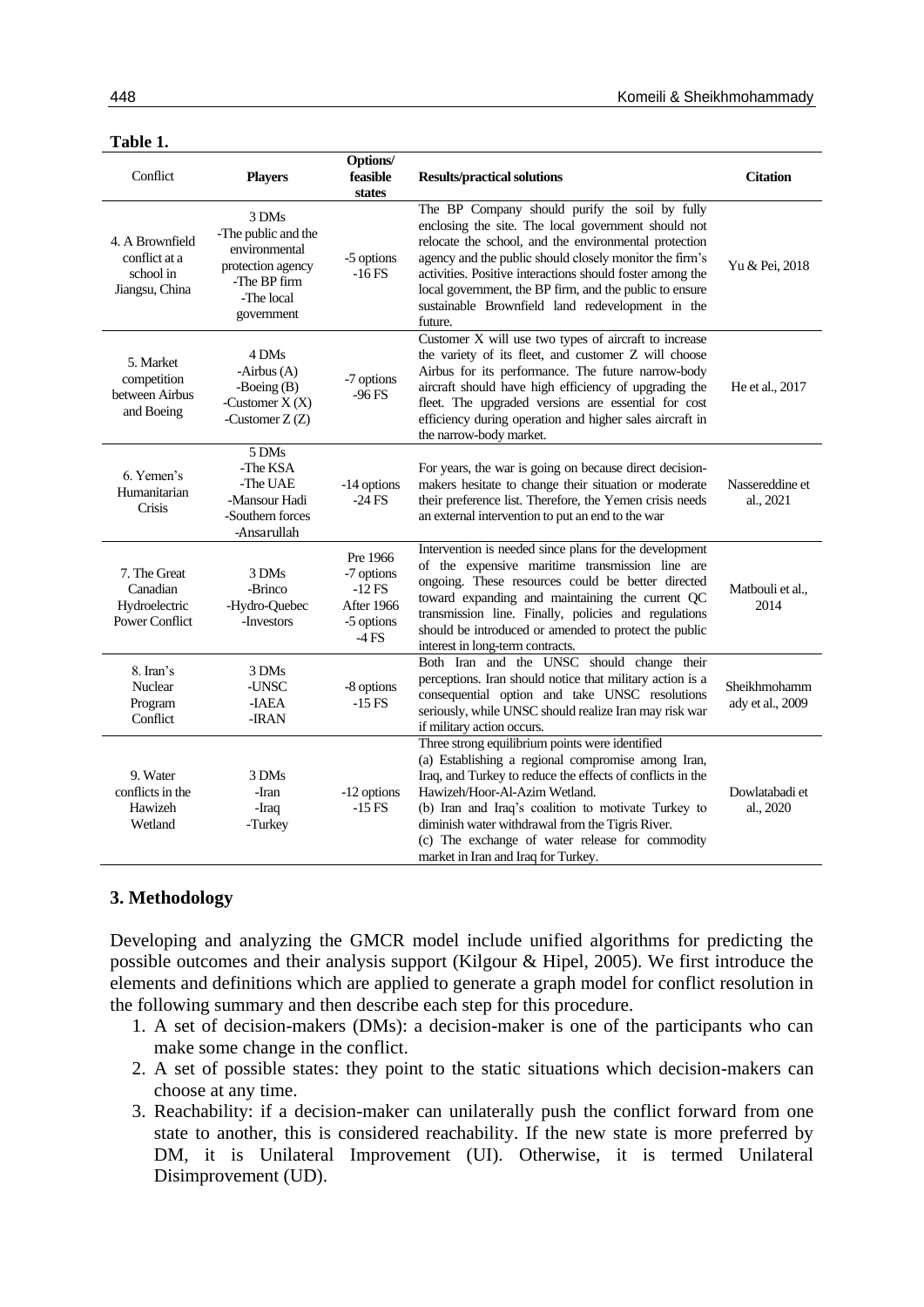**Table 1.**

| Conflict | Players | Options/ feasible states | Results/practical solutions | Citation |
|---|---|---|---|---|
| 4. A Brownfield conflict at a school in Jiangsu, China | 3 DMs<br>-The public and the environmental protection agency<br>-The BP firm<br>-The local government | -5 options<br>-16 FS | The BP Company should purify the soil by fully enclosing the site. The local government should not relocate the school, and the environmental protection agency and the public should closely monitor the firm's activities. Positive interactions should foster among the local government, the BP firm, and the public to ensure sustainable Brownfield land redevelopment in the future. | Yu & Pei, 2018 |
| 5. Market competition between Airbus and Boeing | 4 DMs<br>-Airbus (A)<br>-Boeing (B)<br>-Customer X (X)<br>-Customer Z (Z) | -7 options<br>-96 FS | Customer X will use two types of aircraft to increase the variety of its fleet, and customer Z will choose Airbus for its performance. The future narrow-body aircraft should have high efficiency of upgrading the fleet. The upgraded versions are essential for cost efficiency during operation and higher sales aircraft in the narrow-body market. | He et al., 2017 |
| 6. Yemen's Humanitarian Crisis | 5 DMs<br>-The KSA<br>-The UAE<br>-Mansour Hadi<br>-Southern forces<br>-Ansarullah | -14 options<br>-24 FS | For years, the war is going on because direct decision-makers hesitate to change their situation or moderate their preference list. Therefore, the Yemen crisis needs an external intervention to put an end to the war | Nassereddine et al., 2021 |
| 7. The Great Canadian Hydroelectric Power Conflict | 3 DMs<br>-Brinco<br>-Hydro-Quebec<br>-Investors | Pre 1966<br>-7 options<br>-12 FS<br>After 1966<br>-5 options<br>-4 FS | Intervention is needed since plans for the development of the expensive maritime transmission line are ongoing. These resources could be better directed toward expanding and maintaining the current QC transmission line. Finally, policies and regulations should be introduced or amended to protect the public interest in long-term contracts. | Matbouli et al., 2014 |
| 8. Iran's Nuclear Program Conflict | 3 DMs<br>-UNSC<br>-IAEA<br>-IRAN | -8 options<br>-15 FS | Both Iran and the UNSC should change their perceptions. Iran should notice that military action is a consequential option and take UNSC resolutions seriously, while UNSC should realize Iran may risk war if military action occurs. | Sheikhmohammady et al., 2009 |
| 9. Water conflicts in the Hawizeh Wetland | 3 DMs<br>-Iran<br>-Iraq<br>-Turkey | -12 options<br>-15 FS | Three strong equilibrium points were identified<br>(a) Establishing a regional compromise among Iran, Iraq, and Turkey to reduce the effects of conflicts in the Hawizeh/Hoor-Al-Azim Wetland.<br>(b) Iran and Iraq's coalition to motivate Turkey to diminish water withdrawal from the Tigris River.<br>(c) The exchange of water release for commodity market in Iran and Iraq for Turkey. | Dowlatabadi et al., 2020 |

## 3. Methodology

Developing and analyzing the GMCR model include unified algorithms for predicting the possible outcomes and their analysis support (Kilgour & Hipel, 2005). We first introduce the elements and definitions which are applied to generate a graph model for conflict resolution in the following summary and then describe each step for this procedure.

1. A set of decision-makers (DMs): a decision-maker is one of the participants who can make some change in the conflict.
2. A set of possible states: they point to the static situations which decision-makers can choose at any time.
3. Reachability: if a decision-maker can unilaterally push the conflict forward from one state to another, this is considered reachability. If the new state is more preferred by DM, it is Unilateral Improvement (UI). Otherwise, it is termed Unilateral Disimprovement (UD).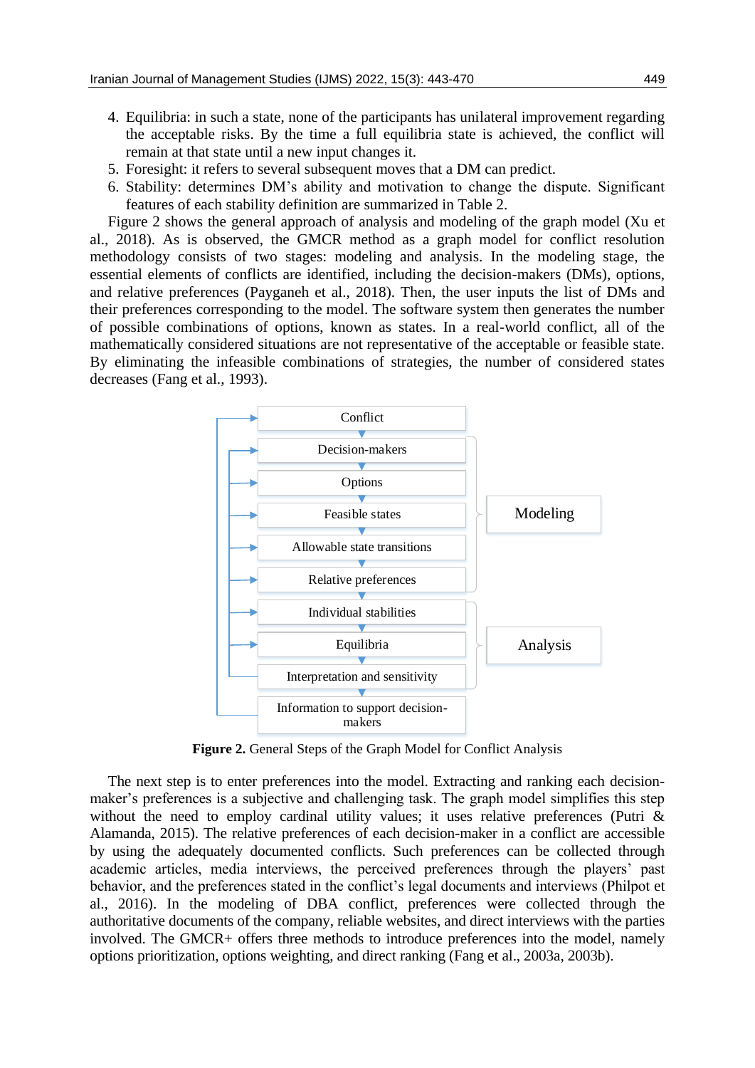4. Equilibria: in such a state, none of the participants has unilateral improvement regarding the acceptable risks. By the time a full equilibria state is achieved, the conflict will remain at that state until a new input changes it.
5. Foresight: it refers to several subsequent moves that a DM can predict.
6. Stability: determines DM's ability and motivation to change the dispute. Significant features of each stability definition are summarized in Table 2.

Figure 2 shows the general approach of analysis and modeling of the graph model (Xu et al., 2018). As is observed, the GMCR method as a graph model for conflict resolution methodology consists of two stages: modeling and analysis. In the modeling stage, the essential elements of conflicts are identified, including the decision-makers (DMs), options, and relative preferences (Payganeh et al., 2018). Then, the user inputs the list of DMs and their preferences corresponding to the model. The software system then generates the number of possible combinations of options, known as states. In a real-world conflict, all of the mathematically considered situations are not representative of the acceptable or feasible state. By eliminating the infeasible combinations of strategies, the number of considered states decreases (Fang et al., 1993).

Conflict → Decision-makers → Options → Feasible states → Allowable state transitions → Relative preferences → Individual stabilities → Equilibria → Interpretation and sensitivity → Information to support decision-makers

Modeling: Decision-makers, Options, Feasible states, Allowable state transitions, Relative preferences

Analysis: Individual stabilities, Equilibria, Interpretation and sensitivity

**Figure 2.** General Steps of the Graph Model for Conflict Analysis

The next step is to enter preferences into the model. Extracting and ranking each decision-maker's preferences is a subjective and challenging task. The graph model simplifies this step without the need to employ cardinal utility values; it uses relative preferences (Putri & Alamanda, 2015). The relative preferences of each decision-maker in a conflict are accessible by using the adequately documented conflicts. Such preferences can be collected through academic articles, media interviews, the perceived preferences through the players' past behavior, and the preferences stated in the conflict's legal documents and interviews (Philpot et al., 2016). In the modeling of DBA conflict, preferences were collected through the authoritative documents of the company, reliable websites, and direct interviews with the parties involved. The GMCR+ offers three methods to introduce preferences into the model, namely options prioritization, options weighting, and direct ranking (Fang et al., 2003a, 2003b).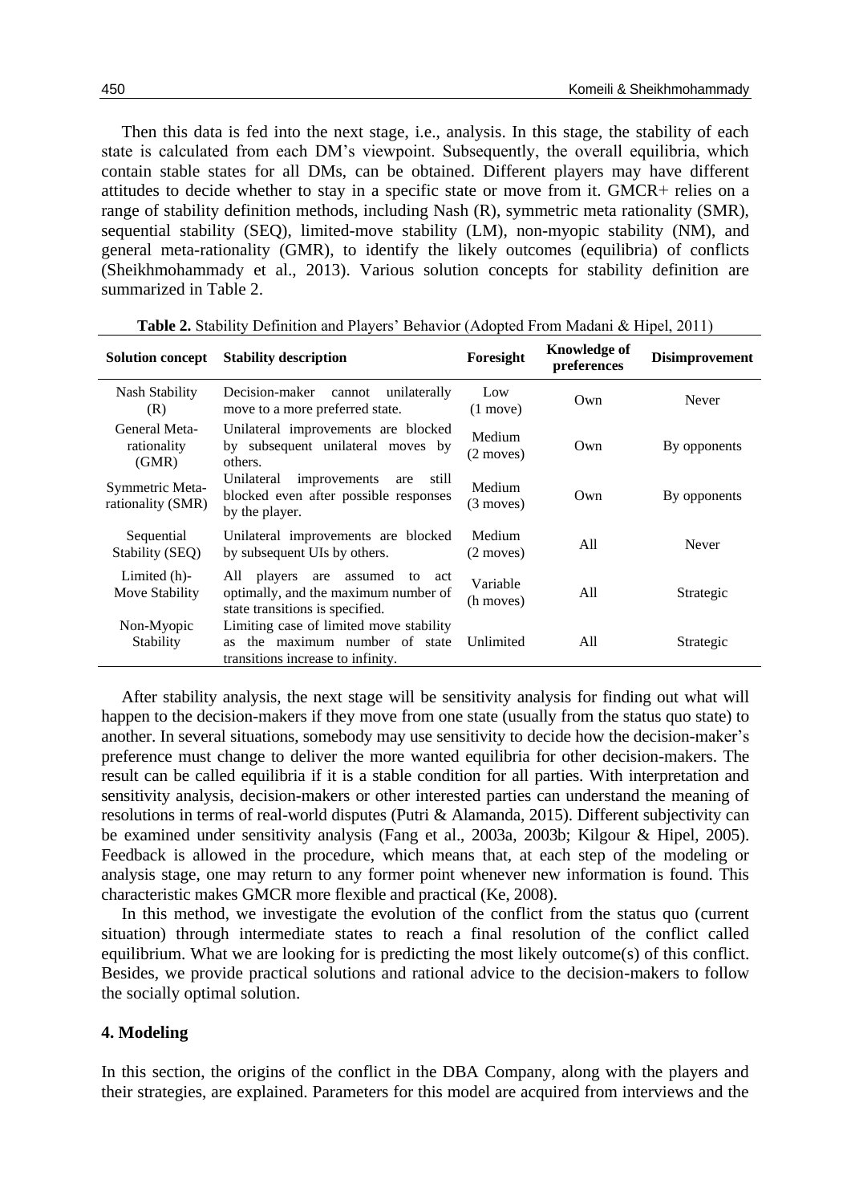Then this data is fed into the next stage, i.e., analysis. In this stage, the stability of each state is calculated from each DM's viewpoint. Subsequently, the overall equilibria, which contain stable states for all DMs, can be obtained. Different players may have different attitudes to decide whether to stay in a specific state or move from it. GMCR+ relies on a range of stability definition methods, including Nash (R), symmetric meta rationality (SMR), sequential stability (SEQ), limited-move stability (LM), non-myopic stability (NM), and general meta-rationality (GMR), to identify the likely outcomes (equilibria) of conflicts (Sheikhmohammady et al., 2013). Various solution concepts for stability definition are summarized in Table 2.

**Table 2.** Stability Definition and Players' Behavior (Adopted From Madani & Hipel, 2011)

| Solution concept | Stability description | Foresight | Knowledge of preferences | Disimprovement |
|---|---|---|---|---|
| Nash Stability (R) | Decision-maker cannot unilaterally move to a more preferred state. | Low (1 move) | Own | Never |
| General Meta-rationality (GMR) | Unilateral improvements are blocked by subsequent unilateral moves by others. | Medium (2 moves) | Own | By opponents |
| Symmetric Meta-rationality (SMR) | Unilateral improvements are still blocked even after possible responses by the player. | Medium (3 moves) | Own | By opponents |
| Sequential Stability (SEQ) | Unilateral improvements are blocked by subsequent UIs by others. | Medium (2 moves) | All | Never |
| Limited (h)-Move Stability | All players are assumed to act optimally, and the maximum number of state transitions is specified. | Variable (h moves) | All | Strategic |
| Non-Myopic Stability | Limiting case of limited move stability as the maximum number of state transitions increase to infinity. | Unlimited | All | Strategic |

After stability analysis, the next stage will be sensitivity analysis for finding out what will happen to the decision-makers if they move from one state (usually from the status quo state) to another. In several situations, somebody may use sensitivity to decide how the decision-maker's preference must change to deliver the more wanted equilibria for other decision-makers. The result can be called equilibria if it is a stable condition for all parties. With interpretation and sensitivity analysis, decision-makers or other interested parties can understand the meaning of resolutions in terms of real-world disputes (Putri & Alamanda, 2015). Different subjectivity can be examined under sensitivity analysis (Fang et al., 2003a, 2003b; Kilgour & Hipel, 2005). Feedback is allowed in the procedure, which means that, at each step of the modeling or analysis stage, one may return to any former point whenever new information is found. This characteristic makes GMCR more flexible and practical (Ke, 2008).

In this method, we investigate the evolution of the conflict from the status quo (current situation) through intermediate states to reach a final resolution of the conflict called equilibrium. What we are looking for is predicting the most likely outcome(s) of this conflict. Besides, we provide practical solutions and rational advice to the decision-makers to follow the socially optimal solution.

## 4. Modeling

In this section, the origins of the conflict in the DBA Company, along with the players and their strategies, are explained. Parameters for this model are acquired from interviews and the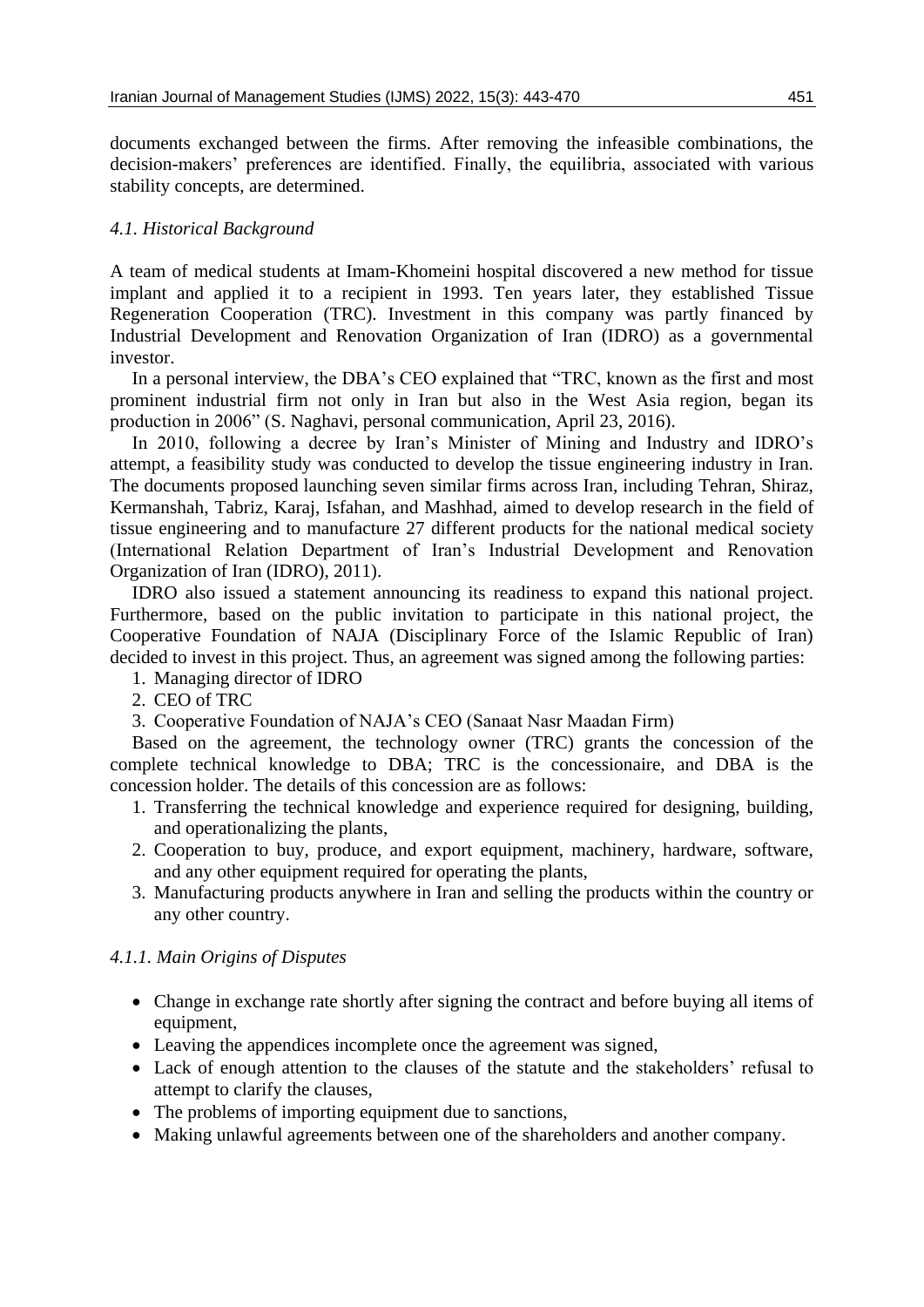documents exchanged between the firms. After removing the infeasible combinations, the decision-makers' preferences are identified. Finally, the equilibria, associated with various stability concepts, are determined.

#### *4.1. Historical Background*

A team of medical students at Imam-Khomeini hospital discovered a new method for tissue implant and applied it to a recipient in 1993. Ten years later, they established Tissue Regeneration Cooperation (TRC). Investment in this company was partly financed by Industrial Development and Renovation Organization of Iran (IDRO) as a governmental investor.

In a personal interview, the DBA's CEO explained that "TRC, known as the first and most prominent industrial firm not only in Iran but also in the West Asia region, began its production in 2006" (S. Naghavi, personal communication, April 23, 2016).

In 2010, following a decree by Iran's Minister of Mining and Industry and IDRO's attempt, a feasibility study was conducted to develop the tissue engineering industry in Iran. The documents proposed launching seven similar firms across Iran, including Tehran, Shiraz, Kermanshah, Tabriz, Karaj, Isfahan, and Mashhad, aimed to develop research in the field of tissue engineering and to manufacture 27 different products for the national medical society (International Relation Department of Iran's Industrial Development and Renovation Organization of Iran (IDRO), 2011).

IDRO also issued a statement announcing its readiness to expand this national project. Furthermore, based on the public invitation to participate in this national project, the Cooperative Foundation of NAJA (Disciplinary Force of the Islamic Republic of Iran) decided to invest in this project. Thus, an agreement was signed among the following parties:

1. Managing director of IDRO
2. CEO of TRC
3. Cooperative Foundation of NAJA's CEO (Sanaat Nasr Maadan Firm)

Based on the agreement, the technology owner (TRC) grants the concession of the complete technical knowledge to DBA; TRC is the concessionaire, and DBA is the concession holder. The details of this concession are as follows:

1. Transferring the technical knowledge and experience required for designing, building, and operationalizing the plants,
2. Cooperation to buy, produce, and export equipment, machinery, hardware, software, and any other equipment required for operating the plants,
3. Manufacturing products anywhere in Iran and selling the products within the country or any other country.

##### *4.1.1. Main Origins of Disputes*

- Change in exchange rate shortly after signing the contract and before buying all items of equipment,
- Leaving the appendices incomplete once the agreement was signed,
- Lack of enough attention to the clauses of the statute and the stakeholders' refusal to attempt to clarify the clauses,
- The problems of importing equipment due to sanctions,
- Making unlawful agreements between one of the shareholders and another company.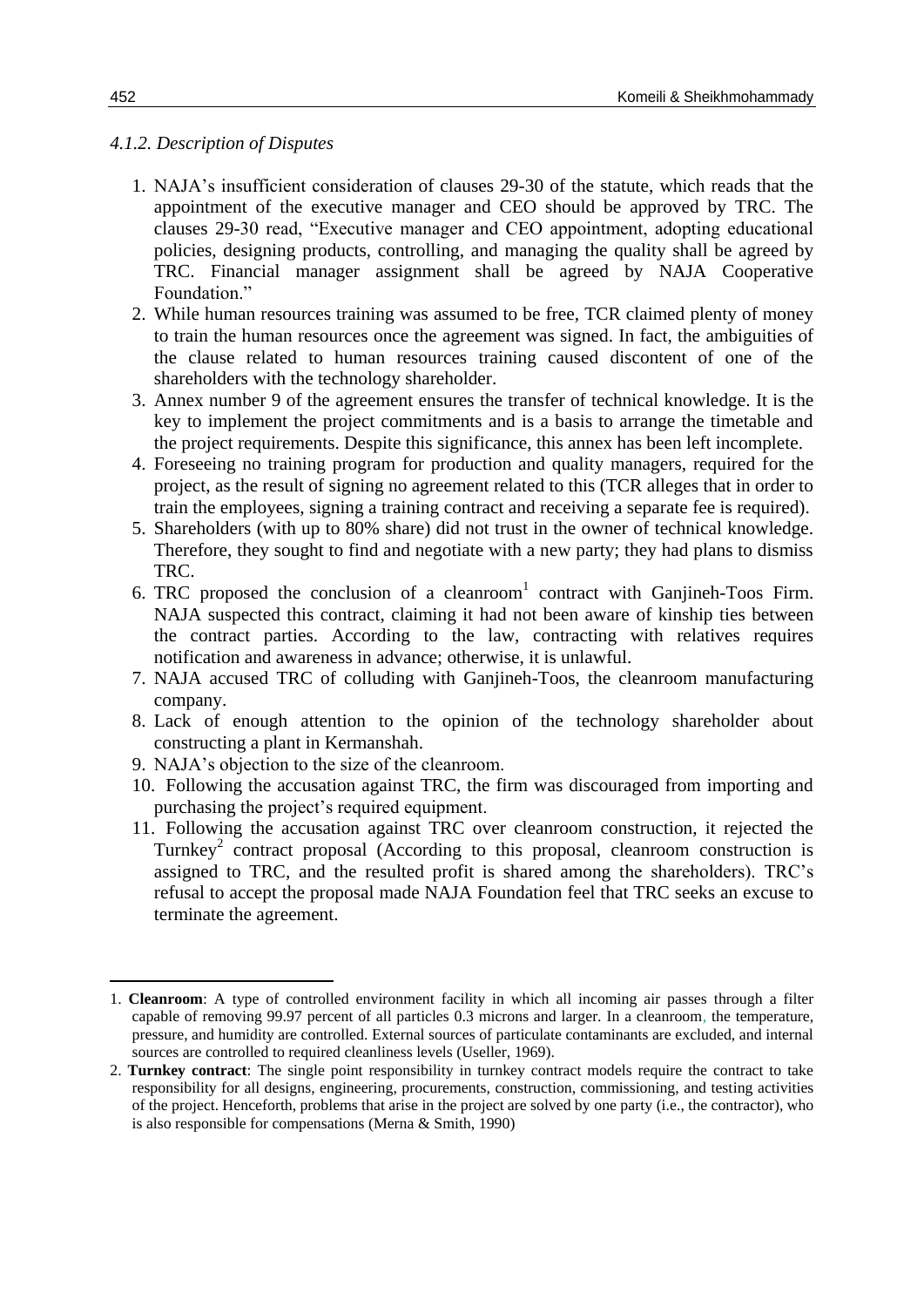#### *4.1.2. Description of Disputes*

1. NAJA's insufficient consideration of clauses 29-30 of the statute, which reads that the appointment of the executive manager and CEO should be approved by TRC. The clauses 29-30 read, "Executive manager and CEO appointment, adopting educational policies, designing products, controlling, and managing the quality shall be agreed by TRC. Financial manager assignment shall be agreed by NAJA Cooperative Foundation."
2. While human resources training was assumed to be free, TCR claimed plenty of money to train the human resources once the agreement was signed. In fact, the ambiguities of the clause related to human resources training caused discontent of one of the shareholders with the technology shareholder.
3. Annex number 9 of the agreement ensures the transfer of technical knowledge. It is the key to implement the project commitments and is a basis to arrange the timetable and the project requirements. Despite this significance, this annex has been left incomplete.
4. Foreseeing no training program for production and quality managers, required for the project, as the result of signing no agreement related to this (TCR alleges that in order to train the employees, signing a training contract and receiving a separate fee is required).
5. Shareholders (with up to 80% share) did not trust in the owner of technical knowledge. Therefore, they sought to find and negotiate with a new party; they had plans to dismiss TRC.
6. TRC proposed the conclusion of a cleanroom[1] contract with Ganjineh-Toos Firm. NAJA suspected this contract, claiming it had not been aware of kinship ties between the contract parties. According to the law, contracting with relatives requires notification and awareness in advance; otherwise, it is unlawful.
7. NAJA accused TRC of colluding with Ganjineh-Toos, the cleanroom manufacturing company.
8. Lack of enough attention to the opinion of the technology shareholder about constructing a plant in Kermanshah.
9. NAJA's objection to the size of the cleanroom.
10. Following the accusation against TRC, the firm was discouraged from importing and purchasing the project's required equipment.
11. Following the accusation against TRC over cleanroom construction, it rejected the Turnkey[2] contract proposal (According to this proposal, cleanroom construction is assigned to TRC, and the resulted profit is shared among the shareholders). TRC's refusal to accept the proposal made NAJA Foundation feel that TRC seeks an excuse to terminate the agreement.

---

1. **Cleanroom**: A type of controlled environment facility in which all incoming air passes through a filter capable of removing 99.97 percent of all particles 0.3 microns and larger. In a cleanroom, the temperature, pressure, and humidity are controlled. External sources of particulate contaminants are excluded, and internal sources are controlled to required cleanliness levels (Useller, 1969).
2. **Turnkey contract**: The single point responsibility in turnkey contract models require the contract to take responsibility for all designs, engineering, procurements, construction, commissioning, and testing activities of the project. Henceforth, problems that arise in the project are solved by one party (i.e., the contractor), who is also responsible for compensations (Merna & Smith, 1990)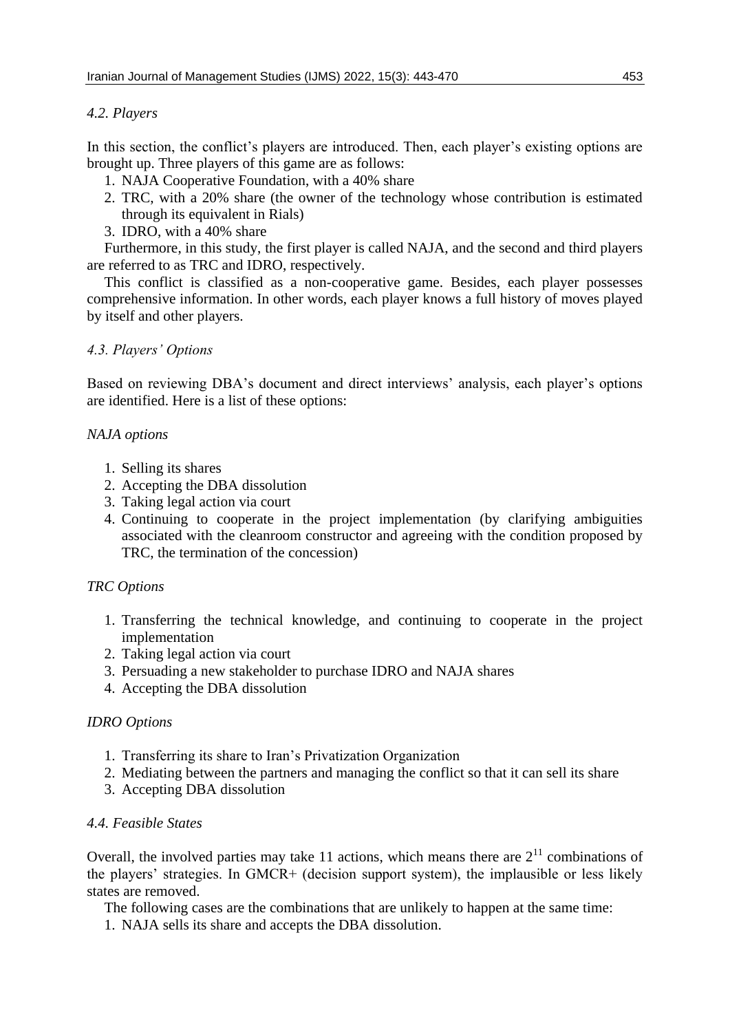### 4.2. Players

In this section, the conflict's players are introduced. Then, each player's existing options are brought up. Three players of this game are as follows:

1. NAJA Cooperative Foundation, with a 40% share
2. TRC, with a 20% share (the owner of the technology whose contribution is estimated through its equivalent in Rials)
3. IDRO, with a 40% share

Furthermore, in this study, the first player is called NAJA, and the second and third players are referred to as TRC and IDRO, respectively.

This conflict is classified as a non-cooperative game. Besides, each player possesses comprehensive information. In other words, each player knows a full history of moves played by itself and other players.

### 4.3. Players' Options

Based on reviewing DBA's document and direct interviews' analysis, each player's options are identified. Here is a list of these options:

*NAJA options*

1. Selling its shares
2. Accepting the DBA dissolution
3. Taking legal action via court
4. Continuing to cooperate in the project implementation (by clarifying ambiguities associated with the cleanroom constructor and agreeing with the condition proposed by TRC, the termination of the concession)

*TRC Options*

1. Transferring the technical knowledge, and continuing to cooperate in the project implementation
2. Taking legal action via court
3. Persuading a new stakeholder to purchase IDRO and NAJA shares
4. Accepting the DBA dissolution

*IDRO Options*

1. Transferring its share to Iran's Privatization Organization
2. Mediating between the partners and managing the conflict so that it can sell its share
3. Accepting DBA dissolution

### 4.4. Feasible States

Overall, the involved parties may take 11 actions, which means there are $2^{11}$ combinations of the players' strategies. In GMCR+ (decision support system), the implausible or less likely states are removed.

The following cases are the combinations that are unlikely to happen at the same time:

1. NAJA sells its share and accepts the DBA dissolution.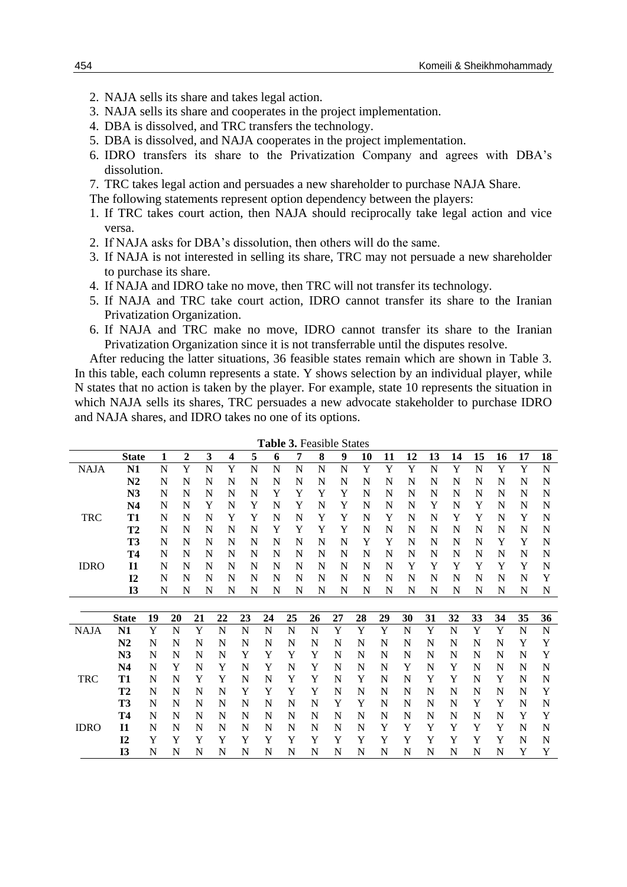2. NAJA sells its share and takes legal action.
3. NAJA sells its share and cooperates in the project implementation.
4. DBA is dissolved, and TRC transfers the technology.
5. DBA is dissolved, and NAJA cooperates in the project implementation.
6. IDRO transfers its share to the Privatization Company and agrees with DBA's dissolution.
7. TRC takes legal action and persuades a new shareholder to purchase NAJA Share.

The following statements represent option dependency between the players:

1. If TRC takes court action, then NAJA should reciprocally take legal action and vice versa.
2. If NAJA asks for DBA's dissolution, then others will do the same.
3. If NAJA is not interested in selling its share, TRC may not persuade a new shareholder to purchase its share.
4. If NAJA and IDRO take no move, then TRC will not transfer its technology.
5. If NAJA and TRC take court action, IDRO cannot transfer its share to the Iranian Privatization Organization.
6. If NAJA and TRC make no move, IDRO cannot transfer its share to the Iranian Privatization Organization since it is not transferrable until the disputes resolve.

After reducing the latter situations, 36 feasible states remain which are shown in Table 3. In this table, each column represents a state. Y shows selection by an individual player, while N states that no action is taken by the player. For example, state 10 represents the situation in which NAJA sells its shares, TRC persuades a new advocate stakeholder to purchase IDRO and NAJA shares, and IDRO takes no one of its options.

**Table 3.** Feasible States

| | State | 1 | 2 | 3 | 4 | 5 | 6 | 7 | 8 | 9 | 10 | 11 | 12 | 13 | 14 | 15 | 16 | 17 | 18 |
|---|---|---|---|---|---|---|---|---|---|---|---|---|---|---|---|---|---|---|---|
| NAJA | N1 | N | Y | N | Y | N | N | N | N | N | Y | Y | Y | N | Y | N | Y | Y | N |
| | N2 | N | N | N | N | N | N | N | N | N | N | N | N | N | N | N | N | N | N |
| | N3 | N | N | N | N | N | Y | Y | Y | Y | N | N | N | N | N | N | N | N | N |
| | N4 | N | N | Y | N | Y | N | Y | N | Y | N | N | N | Y | N | Y | N | N | N |
| TRC | T1 | N | N | N | Y | Y | N | N | Y | Y | N | Y | N | N | Y | Y | N | Y | N |
| | T2 | N | N | N | N | N | Y | Y | Y | Y | N | N | N | N | N | N | N | N | N |
| | T3 | N | N | N | N | N | N | N | N | N | Y | Y | N | N | N | N | Y | Y | N |
| | T4 | N | N | N | N | N | N | N | N | N | N | N | N | N | N | N | N | N | N |
| IDRO | I1 | N | N | N | N | N | N | N | N | N | N | N | Y | Y | Y | Y | Y | Y | N |
| | I2 | N | N | N | N | N | N | N | N | N | N | N | N | N | N | N | N | N | Y |
| | I3 | N | N | N | N | N | N | N | N | N | N | N | N | N | N | N | N | N | N |

| | State | 19 | 20 | 21 | 22 | 23 | 24 | 25 | 26 | 27 | 28 | 29 | 30 | 31 | 32 | 33 | 34 | 35 | 36 |
|---|---|---|---|---|---|---|---|---|---|---|---|---|---|---|---|---|---|---|---|
| NAJA | N1 | Y | N | Y | N | N | N | N | N | Y | Y | Y | N | Y | N | Y | Y | N | N |
| | N2 | N | N | N | N | N | N | N | N | N | N | N | N | N | N | N | N | Y | Y |
| | N3 | N | N | N | N | Y | Y | Y | Y | N | N | N | N | N | N | N | N | N | Y |
| | N4 | N | Y | N | Y | N | Y | N | Y | N | N | N | Y | N | Y | N | N | N | N |
| TRC | T1 | N | N | Y | Y | N | N | Y | Y | N | Y | N | N | Y | Y | N | Y | N | N |
| | T2 | N | N | N | N | Y | Y | Y | Y | N | N | N | N | N | N | N | N | N | Y |
| | T3 | N | N | N | N | N | N | N | N | Y | Y | N | N | N | N | Y | Y | N | N |
| | T4 | N | N | N | N | N | N | N | N | N | N | N | N | N | N | N | N | Y | Y |
| IDRO | I1 | N | N | N | N | N | N | N | N | N | N | Y | Y | Y | Y | Y | Y | N | N |
| | I2 | Y | Y | Y | Y | Y | Y | Y | Y | Y | Y | Y | Y | Y | Y | Y | Y | N | N |
| | I3 | N | N | N | N | N | N | N | N | N | N | N | N | N | N | N | N | Y | Y |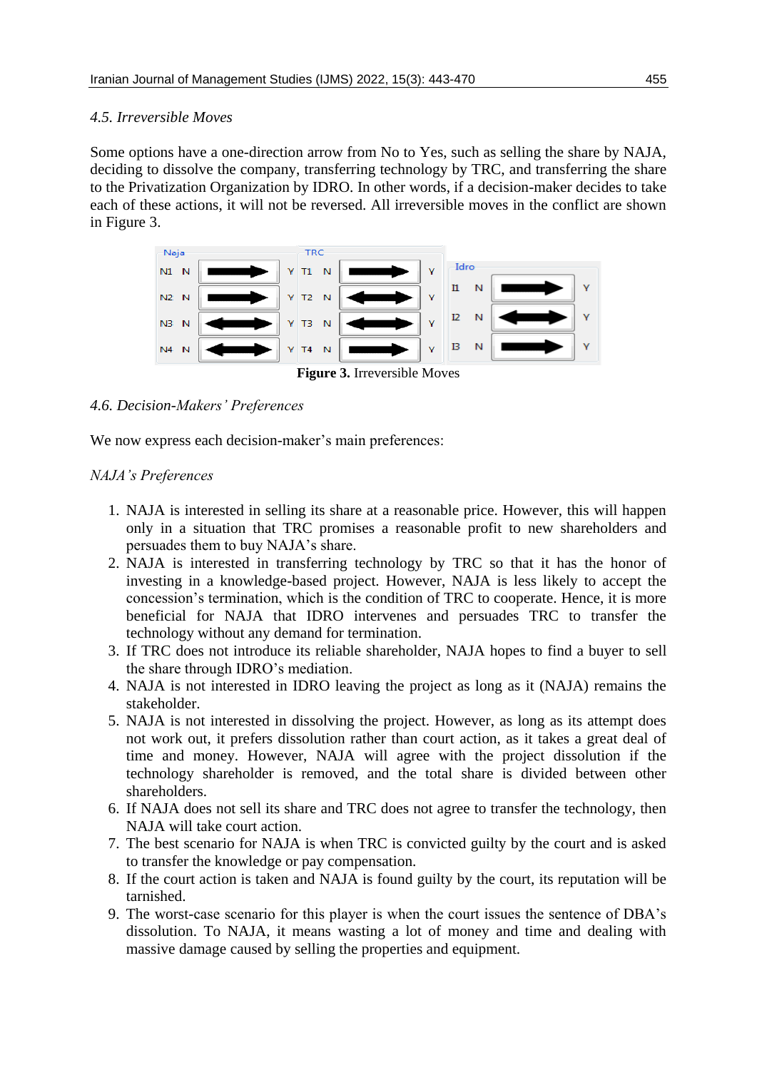### 4.5. Irreversible Moves

Some options have a one-direction arrow from No to Yes, such as selling the share by NAJA, deciding to dissolve the company, transferring technology by TRC, and transferring the share to the Privatization Organization by IDRO. In other words, if a decision-maker decides to take each of these actions, it will not be reversed. All irreversible moves in the conflict are shown in Figure 3.

| Naja | | | | TRC | | | | Idro | | | |
|---|---|---|---|---|---|---|---|---|---|---|---|
| N1 | N | → | Y | T1 | N | → | Y | I1 | N | → | Y |
| N2 | N | → | Y | T2 | N | ↔ | Y | I2 | N | ↔ | Y |
| N3 | N | ↔ | Y | T3 | N | ↔ | Y | I3 | N | → | Y |
| N4 | N | ↔ | Y | T4 | N | → | Y | | | | |

**Figure 3.** Irreversible Moves

### 4.6. Decision-Makers' Preferences

We now express each decision-maker's main preferences:

*NAJA's Preferences*

1. NAJA is interested in selling its share at a reasonable price. However, this will happen only in a situation that TRC promises a reasonable profit to new shareholders and persuades them to buy NAJA's share.
2. NAJA is interested in transferring technology by TRC so that it has the honor of investing in a knowledge-based project. However, NAJA is less likely to accept the concession's termination, which is the condition of TRC to cooperate. Hence, it is more beneficial for NAJA that IDRO intervenes and persuades TRC to transfer the technology without any demand for termination.
3. If TRC does not introduce its reliable shareholder, NAJA hopes to find a buyer to sell the share through IDRO's mediation.
4. NAJA is not interested in IDRO leaving the project as long as it (NAJA) remains the stakeholder.
5. NAJA is not interested in dissolving the project. However, as long as its attempt does not work out, it prefers dissolution rather than court action, as it takes a great deal of time and money. However, NAJA will agree with the project dissolution if the technology shareholder is removed, and the total share is divided between other shareholders.
6. If NAJA does not sell its share and TRC does not agree to transfer the technology, then NAJA will take court action.
7. The best scenario for NAJA is when TRC is convicted guilty by the court and is asked to transfer the knowledge or pay compensation.
8. If the court action is taken and NAJA is found guilty by the court, its reputation will be tarnished.
9. The worst-case scenario for this player is when the court issues the sentence of DBA's dissolution. To NAJA, it means wasting a lot of money and time and dealing with massive damage caused by selling the properties and equipment.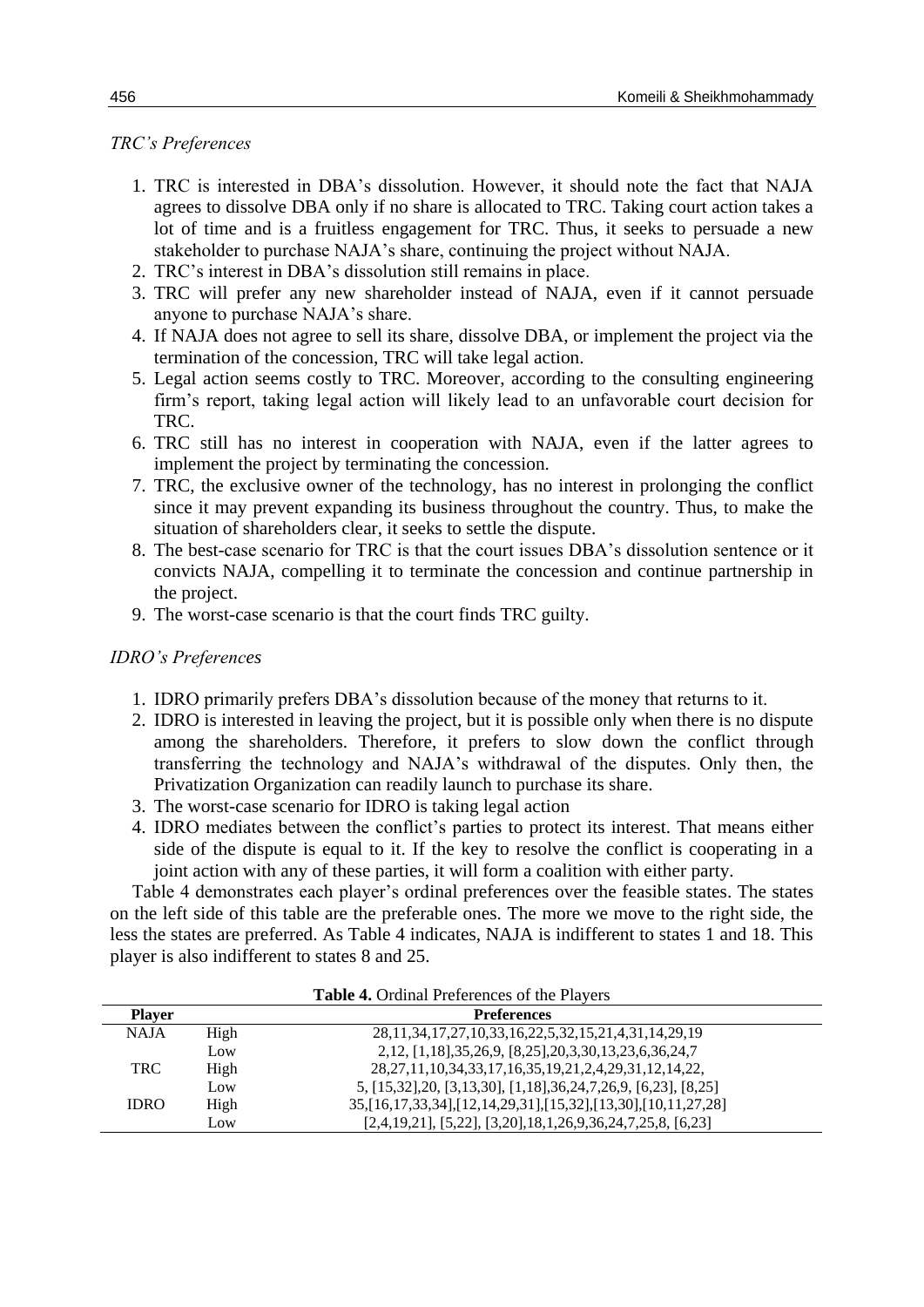*TRC's Preferences*

1. TRC is interested in DBA's dissolution. However, it should note the fact that NAJA agrees to dissolve DBA only if no share is allocated to TRC. Taking court action takes a lot of time and is a fruitless engagement for TRC. Thus, it seeks to persuade a new stakeholder to purchase NAJA's share, continuing the project without NAJA.
2. TRC's interest in DBA's dissolution still remains in place.
3. TRC will prefer any new shareholder instead of NAJA, even if it cannot persuade anyone to purchase NAJA's share.
4. If NAJA does not agree to sell its share, dissolve DBA, or implement the project via the termination of the concession, TRC will take legal action.
5. Legal action seems costly to TRC. Moreover, according to the consulting engineering firm's report, taking legal action will likely lead to an unfavorable court decision for TRC.
6. TRC still has no interest in cooperation with NAJA, even if the latter agrees to implement the project by terminating the concession.
7. TRC, the exclusive owner of the technology, has no interest in prolonging the conflict since it may prevent expanding its business throughout the country. Thus, to make the situation of shareholders clear, it seeks to settle the dispute.
8. The best-case scenario for TRC is that the court issues DBA's dissolution sentence or it convicts NAJA, compelling it to terminate the concession and continue partnership in the project.
9. The worst-case scenario is that the court finds TRC guilty.

*IDRO's Preferences*

1. IDRO primarily prefers DBA's dissolution because of the money that returns to it.
2. IDRO is interested in leaving the project, but it is possible only when there is no dispute among the shareholders. Therefore, it prefers to slow down the conflict through transferring the technology and NAJA's withdrawal of the disputes. Only then, the Privatization Organization can readily launch to purchase its share.
3. The worst-case scenario for IDRO is taking legal action
4. IDRO mediates between the conflict's parties to protect its interest. That means either side of the dispute is equal to it. If the key to resolve the conflict is cooperating in a joint action with any of these parties, it will form a coalition with either party.

Table 4 demonstrates each player's ordinal preferences over the feasible states. The states on the left side of this table are the preferable ones. The more we move to the right side, the less the states are preferred. As Table 4 indicates, NAJA is indifferent to states 1 and 18. This player is also indifferent to states 8 and 25.

**Table 4.** Ordinal Preferences of the Players

| Player | | Preferences |
|---|---|---|
| NAJA | High | 28,11,34,17,27,10,33,16,22,5,32,15,21,4,31,14,29,19 |
| | Low | 2,12, [1,18],35,26,9, [8,25],20,3,30,13,23,6,36,24,7 |
| TRC | High | 28,27,11,10,34,33,17,16,35,19,21,2,4,29,31,12,14,22, |
| | Low | 5, [15,32],20, [3,13,30], [1,18],36,24,7,26,9, [6,23], [8,25] |
| IDRO | High | 35,[16,17,33,34],[12,14,29,31],[15,32],[13,30],[10,11,27,28] |
| | Low | [2,4,19,21], [5,22], [3,20],18,1,26,9,36,24,7,25,8, [6,23] |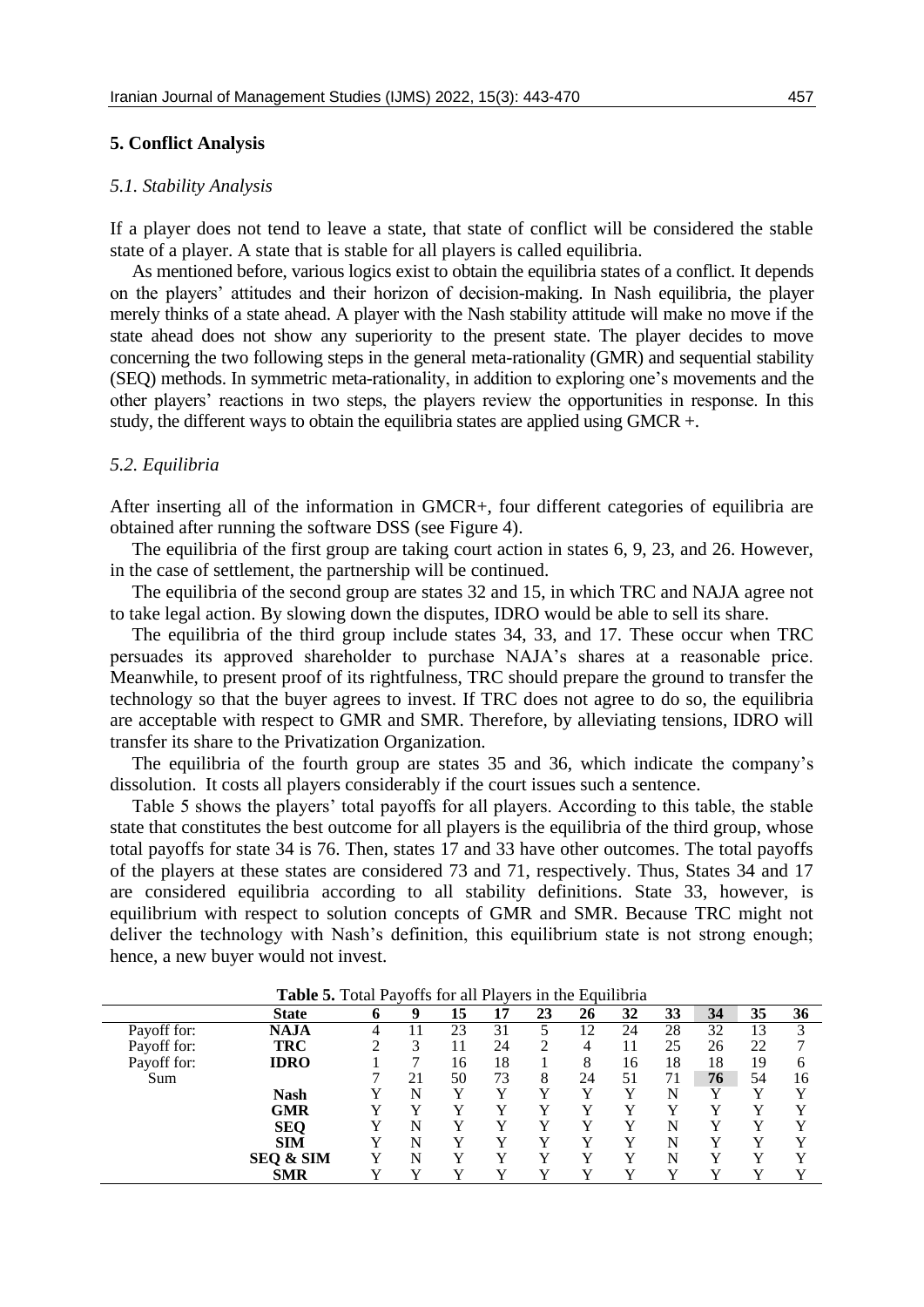## 5. Conflict Analysis

### *5.1. Stability Analysis*

If a player does not tend to leave a state, that state of conflict will be considered the stable state of a player. A state that is stable for all players is called equilibria.

As mentioned before, various logics exist to obtain the equilibria states of a conflict. It depends on the players' attitudes and their horizon of decision-making. In Nash equilibria, the player merely thinks of a state ahead. A player with the Nash stability attitude will make no move if the state ahead does not show any superiority to the present state. The player decides to move concerning the two following steps in the general meta-rationality (GMR) and sequential stability (SEQ) methods. In symmetric meta-rationality, in addition to exploring one's movements and the other players' reactions in two steps, the players review the opportunities in response. In this study, the different ways to obtain the equilibria states are applied using GMCR +.

### *5.2. Equilibria*

After inserting all of the information in GMCR+, four different categories of equilibria are obtained after running the software DSS (see Figure 4).

The equilibria of the first group are taking court action in states 6, 9, 23, and 26. However, in the case of settlement, the partnership will be continued.

The equilibria of the second group are states 32 and 15, in which TRC and NAJA agree not to take legal action. By slowing down the disputes, IDRO would be able to sell its share.

The equilibria of the third group include states 34, 33, and 17. These occur when TRC persuades its approved shareholder to purchase NAJA's shares at a reasonable price. Meanwhile, to present proof of its rightfulness, TRC should prepare the ground to transfer the technology so that the buyer agrees to invest. If TRC does not agree to do so, the equilibria are acceptable with respect to GMR and SMR. Therefore, by alleviating tensions, IDRO will transfer its share to the Privatization Organization.

The equilibria of the fourth group are states 35 and 36, which indicate the company's dissolution. It costs all players considerably if the court issues such a sentence.

Table 5 shows the players' total payoffs for all players. According to this table, the stable state that constitutes the best outcome for all players is the equilibria of the third group, whose total payoffs for state 34 is 76. Then, states 17 and 33 have other outcomes. The total payoffs of the players at these states are considered 73 and 71, respectively. Thus, States 34 and 17 are considered equilibria according to all stability definitions. State 33, however, is equilibrium with respect to solution concepts of GMR and SMR. Because TRC might not deliver the technology with Nash's definition, this equilibrium state is not strong enough; hence, a new buyer would not invest.

**Table 5.** Total Payoffs for all Players in the Equilibria

| | State | 6 | 9 | 15 | 17 | 23 | 26 | 32 | 33 | 34 | 35 | 36 |
|---|---|---|---|---|---|---|---|---|---|---|---|---|
| Payoff for: | **NAJA** | 4 | 11 | 23 | 31 | 5 | 12 | 24 | 28 | 32 | 13 | 3 |
| Payoff for: | **TRC** | 2 | 3 | 11 | 24 | 2 | 4 | 11 | 25 | 26 | 22 | 7 |
| Payoff for: | **IDRO** | 1 | 7 | 16 | 18 | 1 | 8 | 16 | 18 | 18 | 19 | 6 |
| Sum | | 7 | 21 | 50 | 73 | 8 | 24 | 51 | 71 | **76** | 54 | 16 |
| | **Nash** | Y | N | Y | Y | Y | Y | Y | N | Y | Y | Y |
| | **GMR** | Y | Y | Y | Y | Y | Y | Y | Y | Y | Y | Y |
| | **SEQ** | Y | N | Y | Y | Y | Y | Y | N | Y | Y | Y |
| | **SIM** | Y | N | Y | Y | Y | Y | Y | N | Y | Y | Y |
| | **SEQ & SIM** | Y | N | Y | Y | Y | Y | Y | N | Y | Y | Y |
| | **SMR** | Y | Y | Y | Y | Y | Y | Y | Y | Y | Y | Y |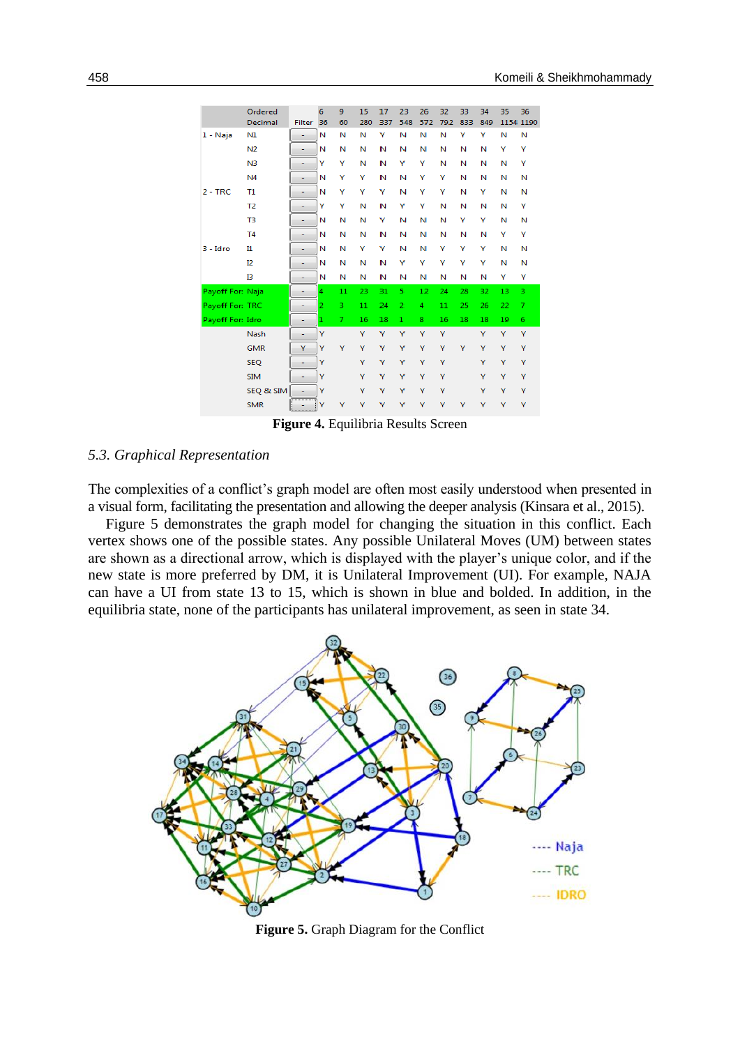| | Ordered<br>Decimal | Filter | 6<br>36 | 9<br>60 | 15<br>280 | 17<br>337 | 23<br>548 | 26<br>572 | 32<br>792 | 33<br>833 | 34<br>849 | 35<br>1154 | 36<br>1190 |
|---|---|---|---|---|---|---|---|---|---|---|---|---|---|
| 1 - Naja | N1 | - | N | N | N | Y | N | N | N | Y | Y | N | N |
| | N2 | - | N | N | N | N | N | N | N | N | N | Y | Y |
| | N3 | - | Y | Y | N | N | Y | Y | N | N | N | N | Y |
| | N4 | - | N | Y | Y | N | N | Y | Y | N | N | N | N |
| 2 - TRC | T1 | - | N | Y | Y | Y | N | Y | Y | N | Y | N | N |
| | T2 | - | Y | Y | N | N | Y | Y | N | N | N | N | Y |
| | T3 | - | N | N | N | Y | N | N | N | Y | Y | N | N |
| | T4 | - | N | N | N | N | N | N | N | N | N | Y | Y |
| 3 - Idro | I1 | - | N | N | Y | Y | N | N | Y | Y | Y | N | N |
| | I2 | - | N | N | N | N | Y | Y | Y | Y | Y | N | N |
| | I3 | - | N | N | N | N | N | N | N | N | N | Y | Y |
| Payoff For: | Naja | - | 4 | 11 | 23 | 31 | 5 | 12 | 24 | 28 | 32 | 13 | 3 |
| Payoff For: | TRC | - | 2 | 3 | 11 | 24 | 2 | 4 | 11 | 25 | 26 | 22 | 7 |
| Payoff For: | Idro | - | 1 | 7 | 16 | 18 | 1 | 8 | 16 | 18 | 18 | 19 | 6 |
| | Nash | - | Y | | Y | Y | Y | Y | Y | | Y | Y | Y |
| | GMR | Y | Y | Y | Y | Y | Y | Y | Y | Y | Y | Y | Y |
| | SEQ | - | Y | | Y | Y | Y | Y | Y | | Y | Y | Y |
| | SIM | - | Y | | Y | Y | Y | Y | Y | | Y | Y | Y |
| | SEQ & SIM | - | Y | | Y | Y | Y | Y | Y | | Y | Y | Y |
| | SMR | - | Y | Y | Y | Y | Y | Y | Y | Y | Y | Y | Y |

**Figure 4.** Equilibria Results Screen

### *5.3. Graphical Representation*

The complexities of a conflict's graph model are often most easily understood when presented in a visual form, facilitating the presentation and allowing the deeper analysis (Kinsara et al., 2015).

Figure 5 demonstrates the graph model for changing the situation in this conflict. Each vertex shows one of the possible states. Any possible Unilateral Moves (UM) between states are shown as a directional arrow, which is displayed with the player's unique color, and if the new state is more preferred by DM, it is Unilateral Improvement (UI). For example, NAJA can have a UI from state 13 to 15, which is shown in blue and bolded. In addition, in the equilibria state, none of the participants has unilateral improvement, as seen in state 34.

**Figure 5.** Graph Diagram for the Conflict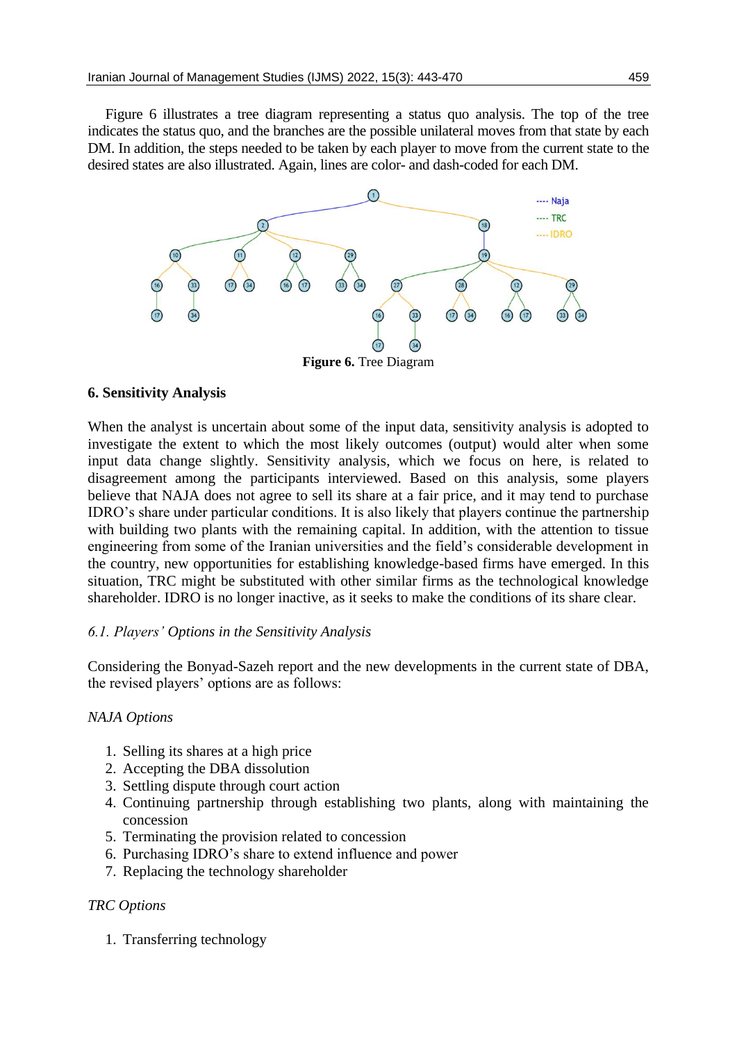Figure 6 illustrates a tree diagram representing a status quo analysis. The top of the tree indicates the status quo, and the branches are the possible unilateral moves from that state by each DM. In addition, the steps needed to be taken by each player to move from the current state to the desired states are also illustrated. Again, lines are color- and dash-coded for each DM.

**Figure 6.** Tree Diagram

## 6. Sensitivity Analysis

When the analyst is uncertain about some of the input data, sensitivity analysis is adopted to investigate the extent to which the most likely outcomes (output) would alter when some input data change slightly. Sensitivity analysis, which we focus on here, is related to disagreement among the participants interviewed. Based on this analysis, some players believe that NAJA does not agree to sell its share at a fair price, and it may tend to purchase IDRO's share under particular conditions. It is also likely that players continue the partnership with building two plants with the remaining capital. In addition, with the attention to tissue engineering from some of the Iranian universities and the field's considerable development in the country, new opportunities for establishing knowledge-based firms have emerged. In this situation, TRC might be substituted with other similar firms as the technological knowledge shareholder. IDRO is no longer inactive, as it seeks to make the conditions of its share clear.

### *6.1. Players' Options in the Sensitivity Analysis*

Considering the Bonyad-Sazeh report and the new developments in the current state of DBA, the revised players' options are as follows:

*NAJA Options*

1. Selling its shares at a high price
2. Accepting the DBA dissolution
3. Settling dispute through court action
4. Continuing partnership through establishing two plants, along with maintaining the concession
5. Terminating the provision related to concession
6. Purchasing IDRO's share to extend influence and power
7. Replacing the technology shareholder

*TRC Options*

1. Transferring technology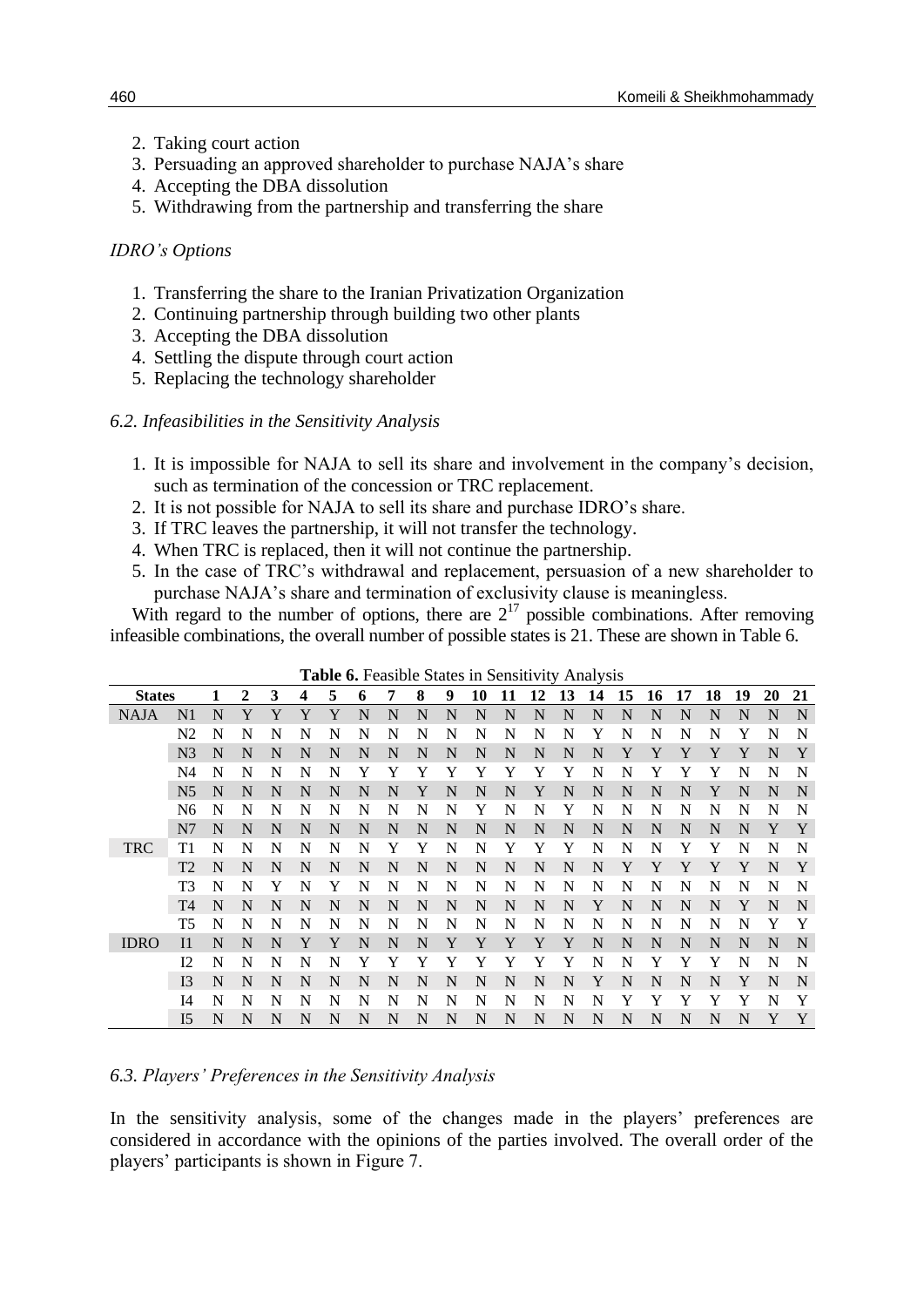2. Taking court action
3. Persuading an approved shareholder to purchase NAJA's share
4. Accepting the DBA dissolution
5. Withdrawing from the partnership and transferring the share

*IDRO's Options*

1. Transferring the share to the Iranian Privatization Organization
2. Continuing partnership through building two other plants
3. Accepting the DBA dissolution
4. Settling the dispute through court action
5. Replacing the technology shareholder

*6.2. Infeasibilities in the Sensitivity Analysis*

1. It is impossible for NAJA to sell its share and involvement in the company's decision, such as termination of the concession or TRC replacement.
2. It is not possible for NAJA to sell its share and purchase IDRO's share.
3. If TRC leaves the partnership, it will not transfer the technology.
4. When TRC is replaced, then it will not continue the partnership.
5. In the case of TRC's withdrawal and replacement, persuasion of a new shareholder to purchase NAJA's share and termination of exclusivity clause is meaningless.

With regard to the number of options, there are $2^{17}$ possible combinations. After removing infeasible combinations, the overall number of possible states is 21. These are shown in Table 6.

**Table 6.** Feasible States in Sensitivity Analysis

| States | | 1 | 2 | 3 | 4 | 5 | 6 | 7 | 8 | 9 | 10 | 11 | 12 | 13 | 14 | 15 | 16 | 17 | 18 | 19 | 20 | 21 |
|---|---|---|---|---|---|---|---|---|---|---|---|---|---|---|---|---|---|---|---|---|---|---|
| NAJA | N1 | N | Y | Y | Y | Y | N | N | N | N | N | N | N | N | N | N | N | N | N | N | N | N |
| | N2 | N | N | N | N | N | N | N | N | N | N | N | N | N | Y | N | N | N | N | Y | N | N |
| | N3 | N | N | N | N | N | N | N | N | N | N | N | N | N | N | Y | Y | Y | Y | Y | N | Y |
| | N4 | N | N | N | N | N | Y | Y | Y | Y | Y | Y | Y | Y | N | N | Y | Y | Y | N | N | N |
| | N5 | N | N | N | N | N | N | N | Y | N | N | N | Y | N | N | N | N | N | Y | N | N | N |
| | N6 | N | N | N | N | N | N | N | N | N | Y | N | N | Y | N | N | N | N | N | N | N | N |
| | N7 | N | N | N | N | N | N | N | N | N | N | N | N | N | N | N | N | N | N | N | Y | Y |
| TRC | T1 | N | N | N | N | N | N | Y | Y | N | N | Y | Y | Y | N | N | N | Y | Y | N | N | N |
| | T2 | N | N | N | N | N | N | N | N | N | N | N | N | N | N | Y | Y | Y | Y | Y | N | Y |
| | T3 | N | N | Y | N | Y | N | N | N | N | N | N | N | N | N | N | N | N | N | N | N | N |
| | T4 | N | N | N | N | N | N | N | N | N | N | N | N | N | Y | N | N | N | N | Y | N | N |
| | T5 | N | N | N | N | N | N | N | N | N | N | N | N | N | N | N | N | N | N | N | Y | Y |
| IDRO | I1 | N | N | N | Y | Y | N | N | N | Y | Y | Y | Y | Y | N | N | N | N | N | N | N | N |
| | I2 | N | N | N | N | N | Y | Y | Y | Y | Y | Y | Y | Y | N | N | Y | Y | Y | N | N | N |
| | I3 | N | N | N | N | N | N | N | N | N | N | N | N | N | Y | N | N | N | N | Y | N | N |
| | I4 | N | N | N | N | N | N | N | N | N | N | N | N | N | N | Y | Y | Y | Y | Y | N | Y |
| | I5 | N | N | N | N | N | N | N | N | N | N | N | N | N | N | N | N | N | N | N | Y | Y |

*6.3. Players' Preferences in the Sensitivity Analysis*

In the sensitivity analysis, some of the changes made in the players' preferences are considered in accordance with the opinions of the parties involved. The overall order of the players' participants is shown in Figure 7.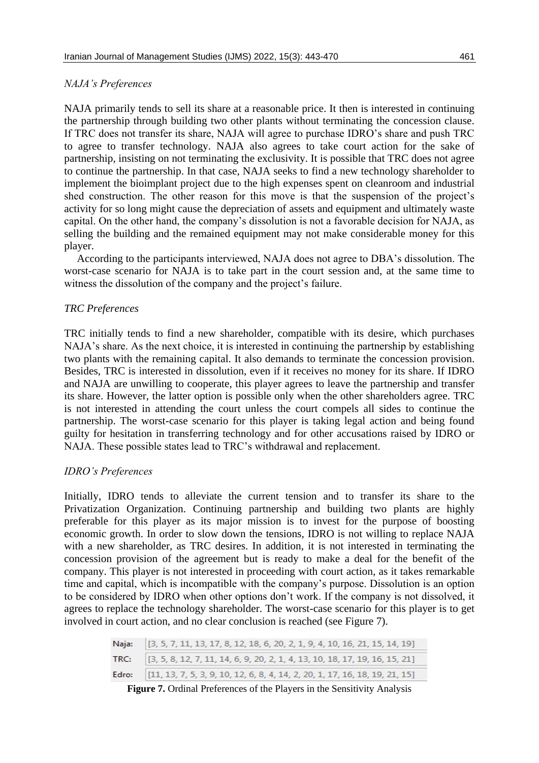*NAJA's Preferences*

NAJA primarily tends to sell its share at a reasonable price. It then is interested in continuing the partnership through building two other plants without terminating the concession clause. If TRC does not transfer its share, NAJA will agree to purchase IDRO's share and push TRC to agree to transfer technology. NAJA also agrees to take court action for the sake of partnership, insisting on not terminating the exclusivity. It is possible that TRC does not agree to continue the partnership. In that case, NAJA seeks to find a new technology shareholder to implement the bioimplant project due to the high expenses spent on cleanroom and industrial shed construction. The other reason for this move is that the suspension of the project's activity for so long might cause the depreciation of assets and equipment and ultimately waste capital. On the other hand, the company's dissolution is not a favorable decision for NAJA, as selling the building and the remained equipment may not make considerable money for this player.

According to the participants interviewed, NAJA does not agree to DBA's dissolution. The worst-case scenario for NAJA is to take part in the court session and, at the same time to witness the dissolution of the company and the project's failure.

*TRC Preferences*

TRC initially tends to find a new shareholder, compatible with its desire, which purchases NAJA's share. As the next choice, it is interested in continuing the partnership by establishing two plants with the remaining capital. It also demands to terminate the concession provision. Besides, TRC is interested in dissolution, even if it receives no money for its share. If IDRO and NAJA are unwilling to cooperate, this player agrees to leave the partnership and transfer its share. However, the latter option is possible only when the other shareholders agree. TRC is not interested in attending the court unless the court compels all sides to continue the partnership. The worst-case scenario for this player is taking legal action and being found guilty for hesitation in transferring technology and for other accusations raised by IDRO or NAJA. These possible states lead to TRC's withdrawal and replacement.

*IDRO's Preferences*

Initially, IDRO tends to alleviate the current tension and to transfer its share to the Privatization Organization. Continuing partnership and building two plants are highly preferable for this player as its major mission is to invest for the purpose of boosting economic growth. In order to slow down the tensions, IDRO is not willing to replace NAJA with a new shareholder, as TRC desires. In addition, it is not interested in terminating the concession provision of the agreement but is ready to make a deal for the benefit of the company. This player is not interested in proceeding with court action, as it takes remarkable time and capital, which is incompatible with the company's purpose. Dissolution is an option to be considered by IDRO when other options don't work. If the company is not dissolved, it agrees to replace the technology shareholder. The worst-case scenario for this player is to get involved in court action, and no clear conclusion is reached (see Figure 7).

| | |
|---|---|
| Naja: | [3, 5, 7, 11, 13, 17, 8, 12, 18, 6, 20, 2, 1, 9, 4, 10, 16, 21, 15, 14, 19] |
| TRC: | [3, 5, 8, 12, 7, 11, 14, 6, 9, 20, 2, 1, 4, 13, 10, 18, 17, 19, 16, 15, 21] |
| Edro: | [11, 13, 7, 5, 3, 9, 10, 12, 6, 8, 4, 14, 2, 20, 1, 17, 16, 18, 19, 21, 15] |

**Figure 7.** Ordinal Preferences of the Players in the Sensitivity Analysis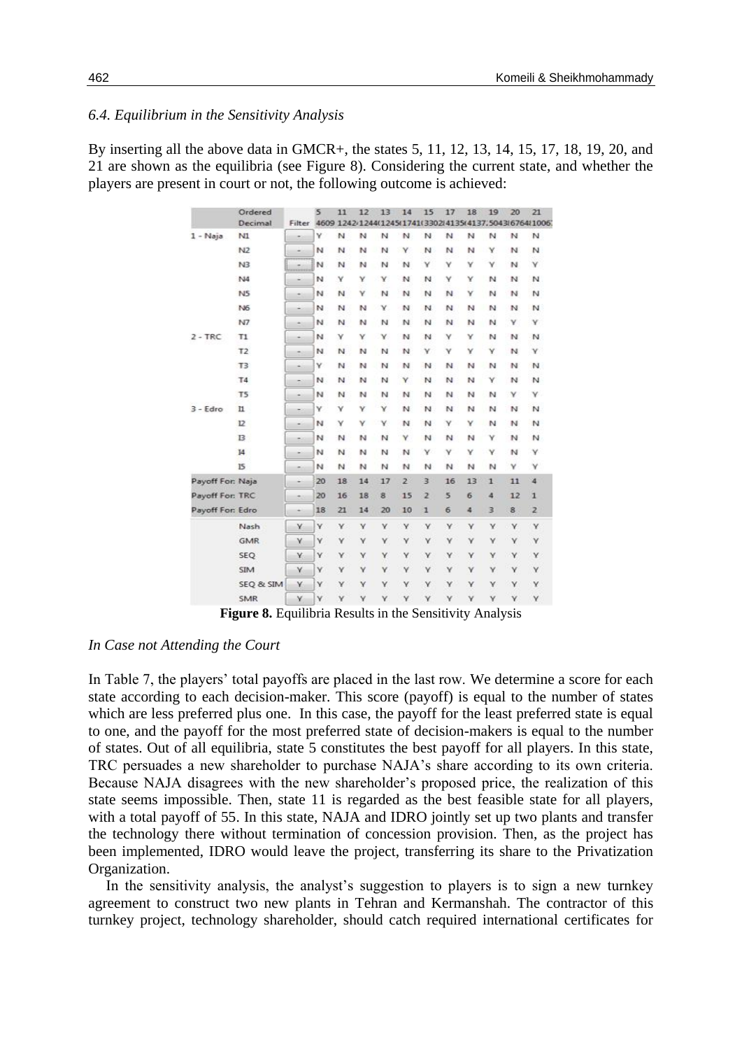### *6.4. Equilibrium in the Sensitivity Analysis*

By inserting all the above data in GMCR+, the states 5, 11, 12, 13, 14, 15, 17, 18, 19, 20, and 21 are shown as the equilibria (see Figure 8). Considering the current state, and whether the players are present in court or not, the following outcome is achieved:

| | Ordered | | 5 | 11 | 12 | 13 | 14 | 15 | 17 | 18 | 19 | 20 | 21 |
|---|---|---|---|---|---|---|---|---|---|---|---|---|---|
| | Decimal | Filter | 4609 | 1242 | 1244 | 1245 | 1741 | 3302 | 4135 | 4137 | 5043 | 6764 | 1006 |
| 1 - Naja | N1 | - | Y | N | N | N | N | N | N | N | N | N | N |
| | N2 | - | N | N | N | N | Y | N | N | N | Y | N | N |
| | N3 | - | N | N | N | N | N | Y | Y | Y | Y | N | Y |
| | N4 | - | N | Y | Y | Y | N | N | Y | Y | N | N | N |
| | N5 | - | N | N | Y | N | N | N | N | Y | N | N | N |
| | N6 | - | N | N | N | Y | N | N | N | N | N | N | N |
| | N7 | - | N | N | N | N | N | N | N | N | N | Y | Y |
| 2 - TRC | T1 | - | N | Y | Y | Y | N | N | Y | Y | N | N | N |
| | T2 | - | N | N | N | N | N | Y | Y | Y | Y | N | Y |
| | T3 | - | Y | N | N | N | N | N | N | N | N | N | N |
| | T4 | - | N | N | N | N | Y | N | N | N | Y | N | N |
| | T5 | - | N | N | N | N | N | N | N | N | N | Y | Y |
| 3 - Edro | I1 | - | Y | Y | Y | Y | N | N | N | N | N | N | N |
| | I2 | - | N | Y | Y | Y | N | N | Y | Y | N | N | N |
| | I3 | - | N | N | N | N | Y | N | N | N | Y | N | N |
| | I4 | - | N | N | N | N | N | Y | Y | Y | Y | N | Y |
| | I5 | - | N | N | N | N | N | N | N | N | N | Y | Y |
| Payoff For: Naja | | - | 20 | 18 | 14 | 17 | 2 | 3 | 16 | 13 | 1 | 11 | 4 |
| Payoff For: TRC | | - | 20 | 16 | 18 | 8 | 15 | 2 | 5 | 6 | 4 | 12 | 1 |
| Payoff For: Edro | | - | 18 | 21 | 14 | 20 | 10 | 1 | 6 | 4 | 3 | 8 | 2 |
| | Nash | Y | Y | Y | Y | Y | Y | Y | Y | Y | Y | Y | Y |
| | GMR | Y | Y | Y | Y | Y | Y | Y | Y | Y | Y | Y | Y |
| | SEQ | Y | Y | Y | Y | Y | Y | Y | Y | Y | Y | Y | Y |
| | SIM | Y | Y | Y | Y | Y | Y | Y | Y | Y | Y | Y | Y |
| | SEQ & SIM | Y | Y | Y | Y | Y | Y | Y | Y | Y | Y | Y | Y |
| | SMR | Y | Y | Y | Y | Y | Y | Y | Y | Y | Y | Y | Y |

**Figure 8.** Equilibria Results in the Sensitivity Analysis

*In Case not Attending the Court*

In Table 7, the players' total payoffs are placed in the last row. We determine a score for each state according to each decision-maker. This score (payoff) is equal to the number of states which are less preferred plus one. In this case, the payoff for the least preferred state is equal to one, and the payoff for the most preferred state of decision-makers is equal to the number of states. Out of all equilibria, state 5 constitutes the best payoff for all players. In this state, TRC persuades a new shareholder to purchase NAJA's share according to its own criteria. Because NAJA disagrees with the new shareholder's proposed price, the realization of this state seems impossible. Then, state 11 is regarded as the best feasible state for all players, with a total payoff of 55. In this state, NAJA and IDRO jointly set up two plants and transfer the technology there without termination of concession provision. Then, as the project has been implemented, IDRO would leave the project, transferring its share to the Privatization Organization.

In the sensitivity analysis, the analyst's suggestion to players is to sign a new turnkey agreement to construct two new plants in Tehran and Kermanshah. The contractor of this turnkey project, technology shareholder, should catch required international certificates for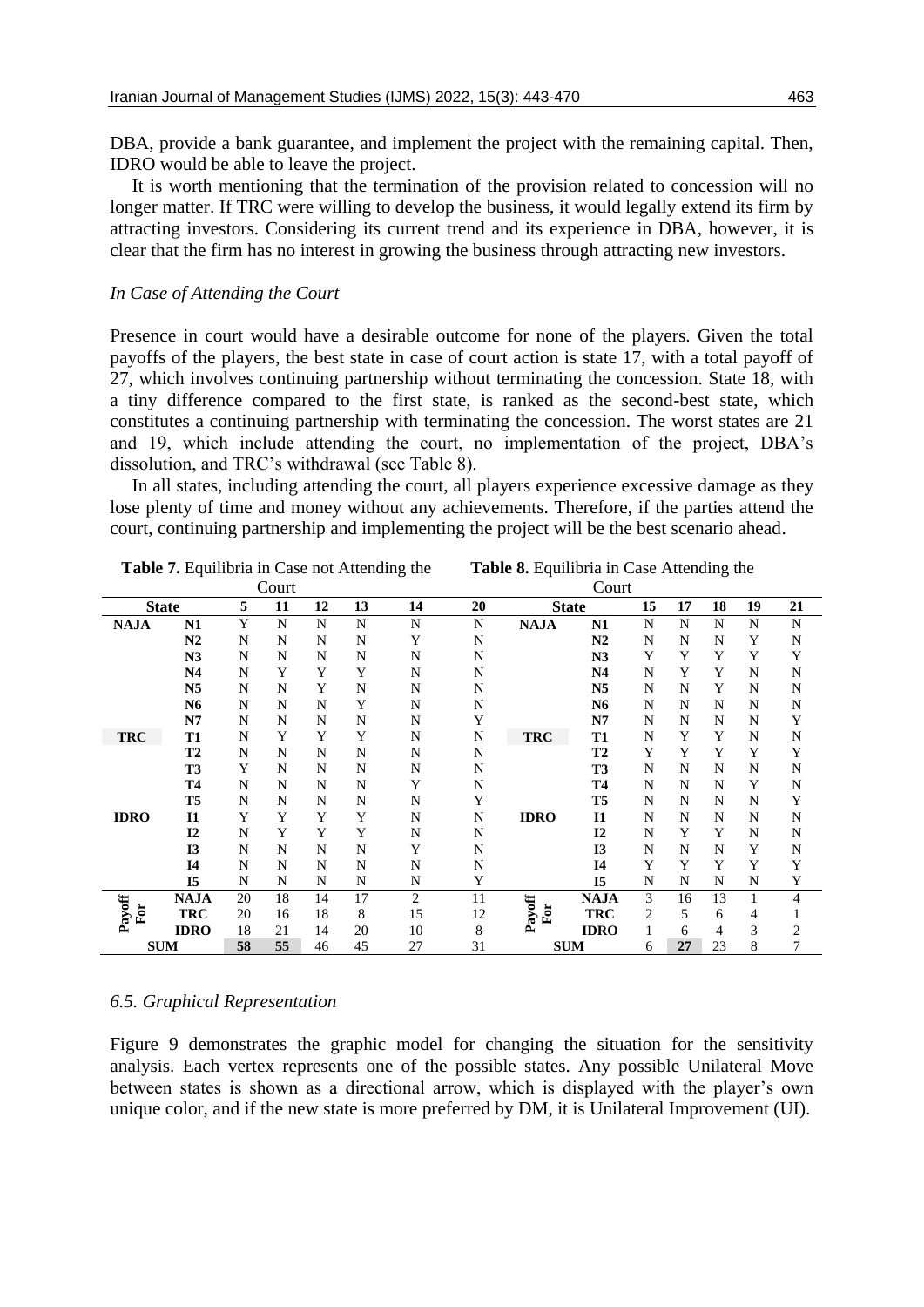DBA, provide a bank guarantee, and implement the project with the remaining capital. Then, IDRO would be able to leave the project.

It is worth mentioning that the termination of the provision related to concession will no longer matter. If TRC were willing to develop the business, it would legally extend its firm by attracting investors. Considering its current trend and its experience in DBA, however, it is clear that the firm has no interest in growing the business through attracting new investors.

*In Case of Attending the Court*

Presence in court would have a desirable outcome for none of the players. Given the total payoffs of the players, the best state in case of court action is state 17, with a total payoff of 27, which involves continuing partnership without terminating the concession. State 18, with a tiny difference compared to the first state, is ranked as the second-best state, which constitutes a continuing partnership with terminating the concession. The worst states are 21 and 19, which include attending the court, no implementation of the project, DBA's dissolution, and TRC's withdrawal (see Table 8).

In all states, including attending the court, all players experience excessive damage as they lose plenty of time and money without any achievements. Therefore, if the parties attend the court, continuing partnership and implementing the project will be the best scenario ahead.

**Table 7.** Equilibria in Case not Attending the Court

| State | | 5 | 11 | 12 | 13 | 14 | 20 |
|---|---|---|---|---|---|---|---|
| NAJA | N1 | Y | N | N | N | N | N |
| | N2 | N | N | N | N | Y | N |
| | N3 | N | N | N | N | N | N |
| | N4 | N | Y | Y | Y | N | N |
| | N5 | N | N | Y | N | N | N |
| | N6 | N | N | N | Y | N | N |
| | N7 | N | N | N | N | N | Y |
| TRC | T1 | N | Y | Y | Y | N | N |
| | T2 | N | N | N | N | N | N |
| | T3 | Y | N | N | N | N | N |
| | T4 | N | N | N | N | Y | N |
| | T5 | N | N | N | N | N | Y |
| IDRO | I1 | Y | Y | Y | Y | N | N |
| | I2 | N | Y | Y | Y | N | N |
| | I3 | N | N | N | N | Y | N |
| | I4 | N | N | N | N | N | N |
| | I5 | N | N | N | N | N | Y |
| Payoff For | NAJA | 20 | 18 | 14 | 17 | 2 | 11 |
| | TRC | 20 | 16 | 18 | 8 | 15 | 12 |
| | IDRO | 18 | 21 | 14 | 20 | 10 | 8 |
| SUM | | **58** | **55** | 46 | 45 | 27 | 31 |

**Table 8.** Equilibria in Case Attending the Court

| State | | 15 | 17 | 18 | 19 | 21 |
|---|---|---|---|---|---|---|
| NAJA | N1 | N | N | N | N | N |
| | N2 | N | N | N | Y | N |
| | N3 | Y | Y | Y | Y | Y |
| | N4 | N | Y | Y | N | N |
| | N5 | N | N | Y | N | N |
| | N6 | N | N | N | N | N |
| | N7 | N | N | N | N | Y |
| TRC | T1 | N | Y | Y | N | N |
| | T2 | Y | Y | Y | Y | Y |
| | T3 | N | N | N | N | N |
| | T4 | N | N | N | Y | N |
| | T5 | N | N | N | N | Y |
| IDRO | I1 | N | N | N | N | N |
| | I2 | N | Y | Y | N | N |
| | I3 | N | N | N | Y | N |
| | I4 | Y | Y | Y | Y | Y |
| | I5 | N | N | N | N | Y |
| Payoff For | NAJA | 3 | 16 | 13 | 1 | 4 |
| | TRC | 2 | 5 | 6 | 4 | 1 |
| | IDRO | 1 | 6 | 4 | 3 | 2 |
| SUM | | 6 | **27** | 23 | 8 | 7 |

### 6.5. Graphical Representation

Figure 9 demonstrates the graphic model for changing the situation for the sensitivity analysis. Each vertex represents one of the possible states. Any possible Unilateral Move between states is shown as a directional arrow, which is displayed with the player's own unique color, and if the new state is more preferred by DM, it is Unilateral Improvement (UI).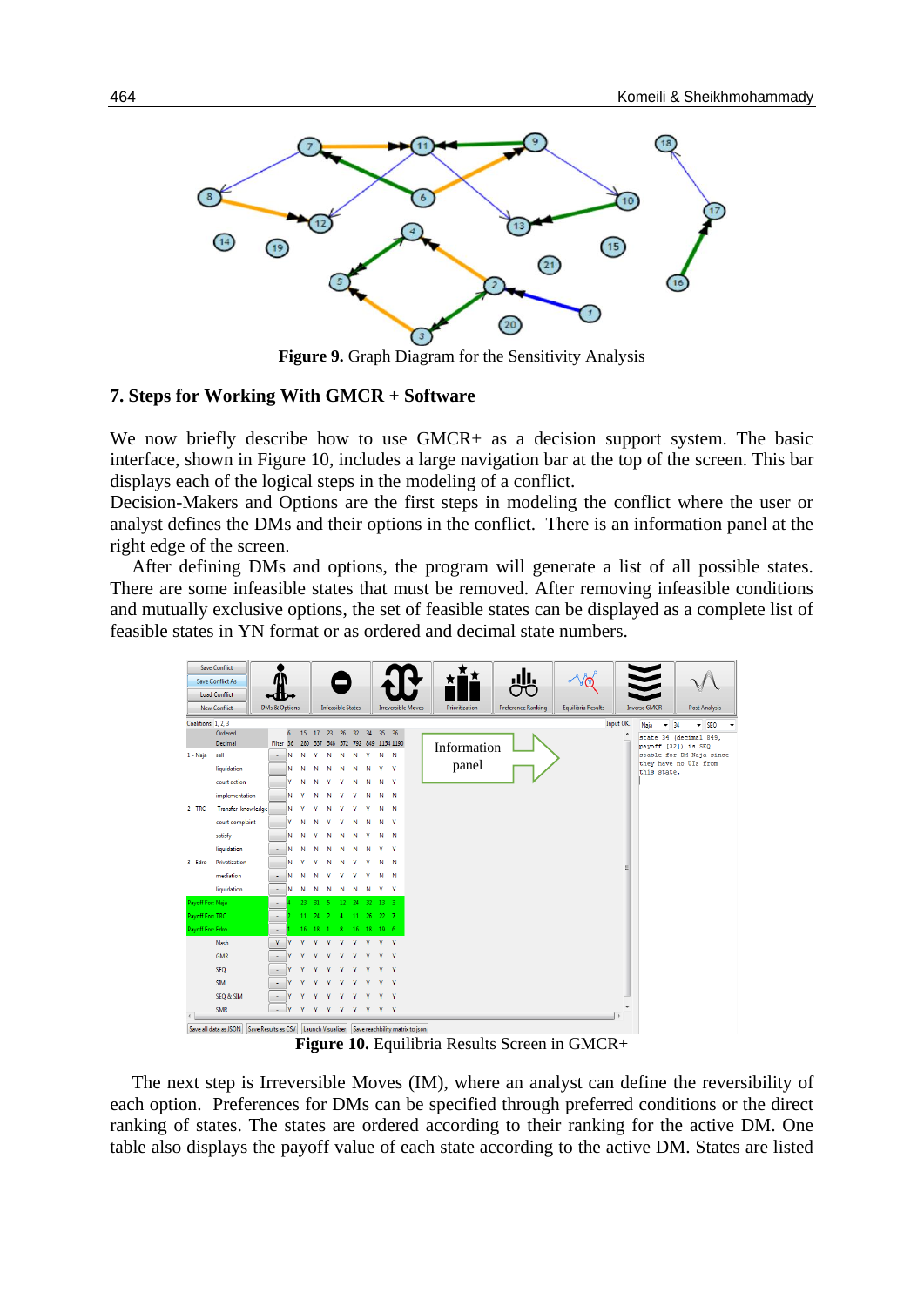**Figure 9.** Graph Diagram for the Sensitivity Analysis

## 7. Steps for Working With GMCR + Software

We now briefly describe how to use GMCR+ as a decision support system. The basic interface, shown in Figure 10, includes a large navigation bar at the top of the screen. This bar displays each of the logical steps in the modeling of a conflict.

Decision-Makers and Options are the first steps in modeling the conflict where the user or analyst defines the DMs and their options in the conflict. There is an information panel at the right edge of the screen.

After defining DMs and options, the program will generate a list of all possible states. There are some infeasible states that must be removed. After removing infeasible conditions and mutually exclusive options, the set of feasible states can be displayed as a complete list of feasible states in YN format or as ordered and decimal state numbers.

**Figure 10.** Equilibria Results Screen in GMCR+

The next step is Irreversible Moves (IM), where an analyst can define the reversibility of each option. Preferences for DMs can be specified through preferred conditions or the direct ranking of states. The states are ordered according to their ranking for the active DM. One table also displays the payoff value of each state according to the active DM. States are listed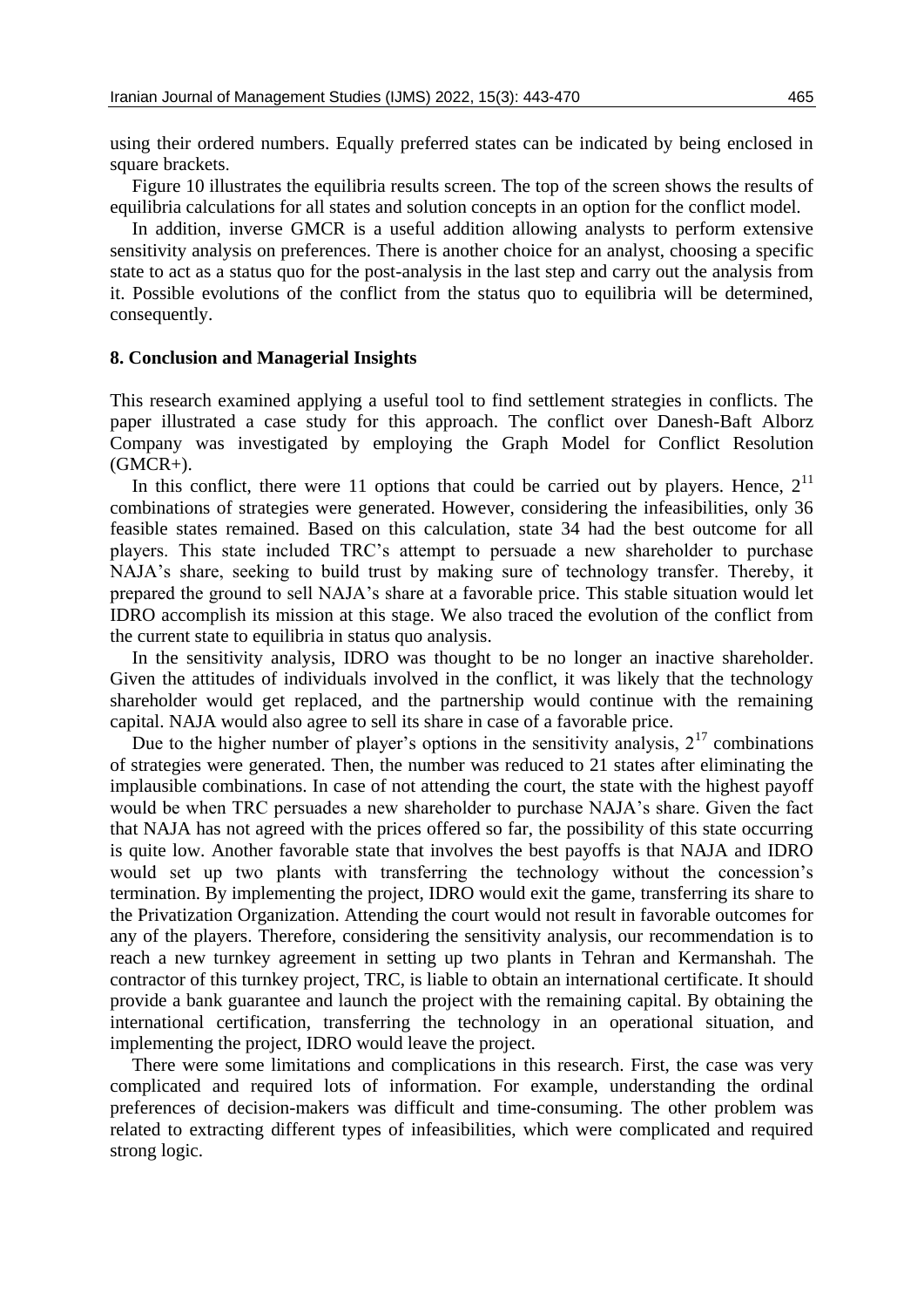using their ordered numbers. Equally preferred states can be indicated by being enclosed in square brackets.

Figure 10 illustrates the equilibria results screen. The top of the screen shows the results of equilibria calculations for all states and solution concepts in an option for the conflict model.

In addition, inverse GMCR is a useful addition allowing analysts to perform extensive sensitivity analysis on preferences. There is another choice for an analyst, choosing a specific state to act as a status quo for the post-analysis in the last step and carry out the analysis from it. Possible evolutions of the conflict from the status quo to equilibria will be determined, consequently.

## 8. Conclusion and Managerial Insights

This research examined applying a useful tool to find settlement strategies in conflicts. The paper illustrated a case study for this approach. The conflict over Danesh-Baft Alborz Company was investigated by employing the Graph Model for Conflict Resolution (GMCR+).

In this conflict, there were 11 options that could be carried out by players. Hence, $2^{11}$ combinations of strategies were generated. However, considering the infeasibilities, only 36 feasible states remained. Based on this calculation, state 34 had the best outcome for all players. This state included TRC's attempt to persuade a new shareholder to purchase NAJA's share, seeking to build trust by making sure of technology transfer. Thereby, it prepared the ground to sell NAJA's share at a favorable price. This stable situation would let IDRO accomplish its mission at this stage. We also traced the evolution of the conflict from the current state to equilibria in status quo analysis.

In the sensitivity analysis, IDRO was thought to be no longer an inactive shareholder. Given the attitudes of individuals involved in the conflict, it was likely that the technology shareholder would get replaced, and the partnership would continue with the remaining capital. NAJA would also agree to sell its share in case of a favorable price.

Due to the higher number of player's options in the sensitivity analysis, $2^{17}$ combinations of strategies were generated. Then, the number was reduced to 21 states after eliminating the implausible combinations. In case of not attending the court, the state with the highest payoff would be when TRC persuades a new shareholder to purchase NAJA's share. Given the fact that NAJA has not agreed with the prices offered so far, the possibility of this state occurring is quite low. Another favorable state that involves the best payoffs is that NAJA and IDRO would set up two plants with transferring the technology without the concession's termination. By implementing the project, IDRO would exit the game, transferring its share to the Privatization Organization. Attending the court would not result in favorable outcomes for any of the players. Therefore, considering the sensitivity analysis, our recommendation is to reach a new turnkey agreement in setting up two plants in Tehran and Kermanshah. The contractor of this turnkey project, TRC, is liable to obtain an international certificate. It should provide a bank guarantee and launch the project with the remaining capital. By obtaining the international certification, transferring the technology in an operational situation, and implementing the project, IDRO would leave the project.

There were some limitations and complications in this research. First, the case was very complicated and required lots of information. For example, understanding the ordinal preferences of decision-makers was difficult and time-consuming. The other problem was related to extracting different types of infeasibilities, which were complicated and required strong logic.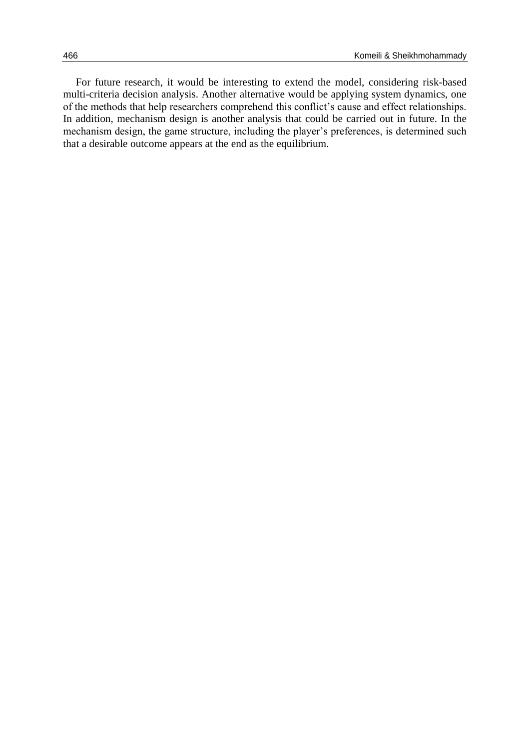For future research, it would be interesting to extend the model, considering risk-based multi-criteria decision analysis. Another alternative would be applying system dynamics, one of the methods that help researchers comprehend this conflict's cause and effect relationships. In addition, mechanism design is another analysis that could be carried out in future. In the mechanism design, the game structure, including the player's preferences, is determined such that a desirable outcome appears at the end as the equilibrium.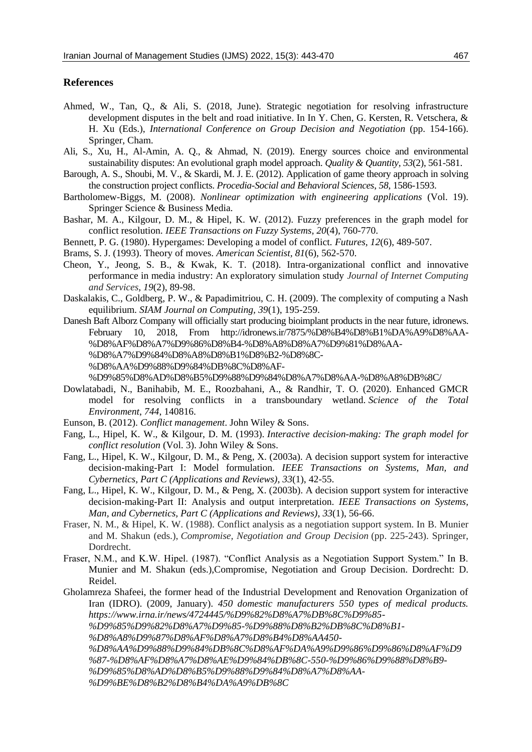## References

Ahmed, W., Tan, Q., & Ali, S. (2018, June). Strategic negotiation for resolving infrastructure development disputes in the belt and road initiative. In In Y. Chen, G. Kersten, R. Vetschera, & H. Xu (Eds.), *International Conference on Group Decision and Negotiation* (pp. 154-166). Springer, Cham.

Ali, S., Xu, H., Al-Amin, A. Q., & Ahmad, N. (2019). Energy sources choice and environmental sustainability disputes: An evolutional graph model approach. *Quality & Quantity*, *53*(2), 561-581.

Barough, A. S., Shoubi, M. V., & Skardi, M. J. E. (2012). Application of game theory approach in solving the construction project conflicts. *Procedia-Social and Behavioral Sciences*, *58*, 1586-1593.

Bartholomew-Biggs, M. (2008). *Nonlinear optimization with engineering applications* (Vol. 19). Springer Science & Business Media.

Bashar, M. A., Kilgour, D. M., & Hipel, K. W. (2012). Fuzzy preferences in the graph model for conflict resolution. *IEEE Transactions on Fuzzy Systems*, *20*(4), 760-770.

Bennett, P. G. (1980). Hypergames: Developing a model of conflict. *Futures*, *12*(6), 489-507.

Brams, S. J. (1993). Theory of moves. *American Scientist*, *81*(6), 562-570.

Cheon, Y., Jeong, S. B., & Kwak, K. T. (2018). Intra-organizational conflict and innovative performance in media industry: An exploratory simulation study *Journal of Internet Computing and Services*, *19*(2), 89-98.

Daskalakis, C., Goldberg, P. W., & Papadimitriou, C. H. (2009). The complexity of computing a Nash equilibrium. *SIAM Journal on Computing*, *39*(1), 195-259.

Danesh Baft Alborz Company will officially start producing bioimplant products in the near future, idronews. February 10, 2018, From http://idronews.ir/7875/%D8%B4%D8%B1%DA%A9%D8%AA-%D8%AF%D8%A7%D9%86%D8%B4-%D8%A8%D8%A7%D9%81%D8%AA-%D8%A7%D9%84%D8%A8%D8%B1%D8%B2-%D8%8C-%D8%AA%D9%88%D9%84%DB%8C%D8%AF-%D9%85%D8%AD%D8%B5%D9%88%D9%84%D8%A7%D8%AA-%D8%A8%DB%8C/

Dowlatabadi, N., Banihabib, M. E., Roozbahani, A., & Randhir, T. O. (2020). Enhanced GMCR model for resolving conflicts in a transboundary wetland. *Science of the Total Environment*, *744*, 140816.

Eunson, B. (2012). *Conflict management*. John Wiley & Sons.

Fang, L., Hipel, K. W., & Kilgour, D. M. (1993). *Interactive decision-making: The graph model for conflict resolution* (Vol. 3). John Wiley & Sons.

Fang, L., Hipel, K. W., Kilgour, D. M., & Peng, X. (2003a). A decision support system for interactive decision-making-Part I: Model formulation. *IEEE Transactions on Systems, Man, and Cybernetics, Part C (Applications and Reviews)*, *33*(1), 42-55.

Fang, L., Hipel, K. W., Kilgour, D. M., & Peng, X. (2003b). A decision support system for interactive decision-making-Part II: Analysis and output interpretation. *IEEE Transactions on Systems, Man, and Cybernetics, Part C (Applications and Reviews)*, *33*(1), 56-66.

Fraser, N. M., & Hipel, K. W. (1988). Conflict analysis as a negotiation support system. In B. Munier and M. Shakun (eds.), *Compromise, Negotiation and Group Decision* (pp. 225-243). Springer, Dordrecht.

Fraser, N.M., and K.W. Hipel. (1987). "Conflict Analysis as a Negotiation Support System." In B. Munier and M. Shakun (eds.),Compromise, Negotiation and Group Decision. Dordrecht: D. Reidel.

Gholamreza Shafeei, the former head of the Industrial Development and Renovation Organization of Iran (IDRO). (2009, January). *450 domestic manufacturers 550 types of medical products. https://www.irna.ir/news/4724445/%D9%82%D8%A7%DB%8C%D9%85-%D9%85%D9%82%D8%A7%D9%85-%D9%88%D8%B2%DB%8C%D8%B1-%D8%A8%D9%87%D8%AF%D8%A7%D8%B4%D8%AA450-%D8%AA%D9%88%D9%84%DB%8C%D8%AF%DA%A9%D9%86%D9%86%D8%AF%D9%87-%D8%AF%D8%A7%D8%AE%D9%84%DB%8C-550-%D9%86%D9%88%D8%B9-%D9%85%D8%AD%D8%B5%D9%88%D9%84%D8%A7%D8%AA-%D9%BE%D8%B2%D8%B4%DA%A9%DB%8C*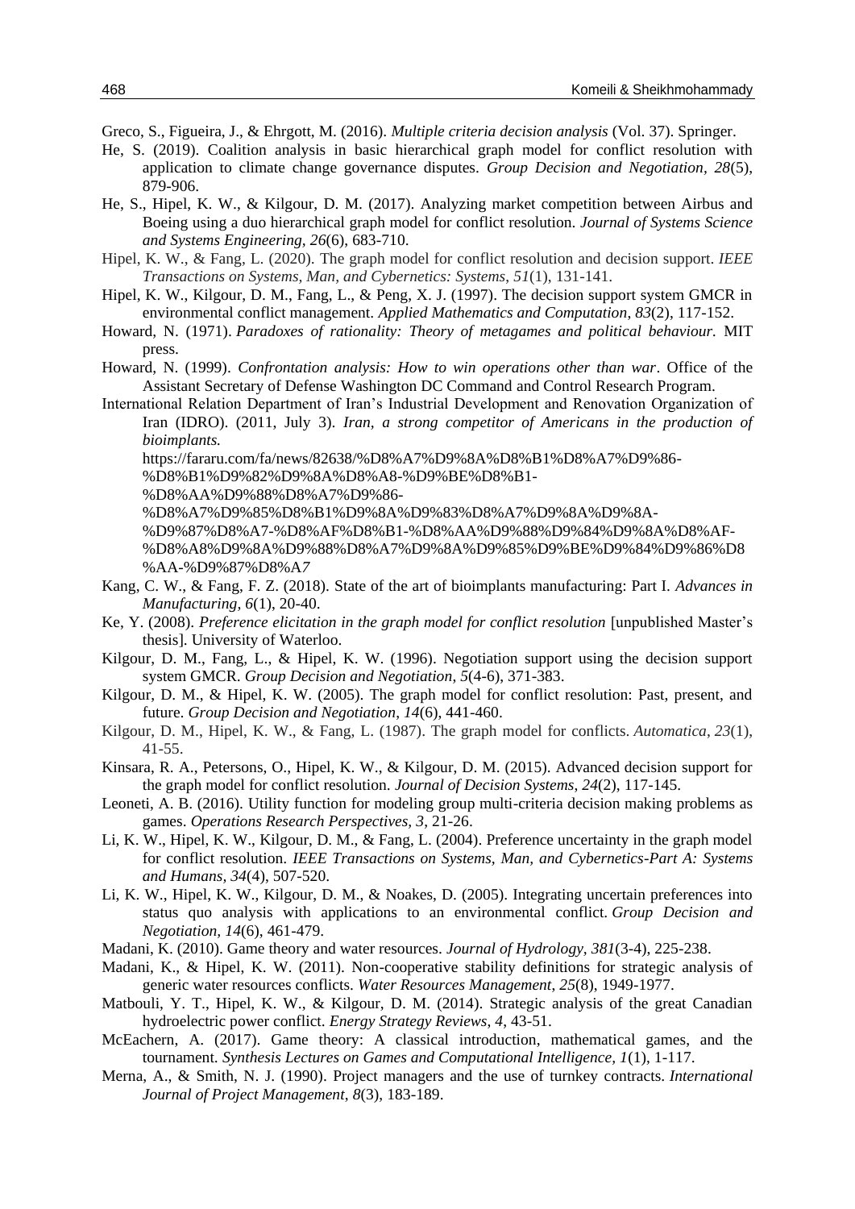Greco, S., Figueira, J., & Ehrgott, M. (2016). *Multiple criteria decision analysis* (Vol. 37). Springer.

He, S. (2019). Coalition analysis in basic hierarchical graph model for conflict resolution with application to climate change governance disputes. *Group Decision and Negotiation, 28*(5), 879-906.

He, S., Hipel, K. W., & Kilgour, D. M. (2017). Analyzing market competition between Airbus and Boeing using a duo hierarchical graph model for conflict resolution. *Journal of Systems Science and Systems Engineering*, *26*(6), 683-710.

Hipel, K. W., & Fang, L. (2020). The graph model for conflict resolution and decision support. *IEEE Transactions on Systems, Man, and Cybernetics: Systems*, *51*(1), 131-141.

Hipel, K. W., Kilgour, D. M., Fang, L., & Peng, X. J. (1997). The decision support system GMCR in environmental conflict management. *Applied Mathematics and Computation*, *83*(2), 117-152.

Howard, N. (1971). *Paradoxes of rationality: Theory of metagames and political behaviour.* MIT press.

Howard, N. (1999). *Confrontation analysis: How to win operations other than war*. Office of the Assistant Secretary of Defense Washington DC Command and Control Research Program.

International Relation Department of Iran's Industrial Development and Renovation Organization of Iran (IDRO). (2011, July 3). *Iran, a strong competitor of Americans in the production of bioimplants.* https://fararu.com/fa/news/82638/%D8%A7%D9%8A%D8%B1%D8%A7%D9%86-%D8%B1%D9%82%D9%8A%D8%A8-%D9%BE%D8%B1-%D8%AA%D9%88%D8%A7%D9%86-%D8%A7%D9%85%D8%B1%D9%8A%D9%83%D8%A7%D9%8A%D9%8A-%D9%87%D8%A7-%D8%AF%D8%B1-%D8%AA%D9%88%D9%84%D9%8A%D8%AF-%D8%A8%D9%8A%D9%88%D8%A7%D9%8A%D9%85%D9%BE%D9%84%D9%86%D8%AA-%D9%87%D8%A7

Kang, C. W., & Fang, F. Z. (2018). State of the art of bioimplants manufacturing: Part I. *Advances in Manufacturing*, *6*(1), 20-40.

Ke, Y. (2008). *Preference elicitation in the graph model for conflict resolution* [unpublished Master's thesis]. University of Waterloo.

Kilgour, D. M., Fang, L., & Hipel, K. W. (1996). Negotiation support using the decision support system GMCR. *Group Decision and Negotiation*, *5*(4-6), 371-383.

Kilgour, D. M., & Hipel, K. W. (2005). The graph model for conflict resolution: Past, present, and future. *Group Decision and Negotiation*, *14*(6), 441-460.

Kilgour, D. M., Hipel, K. W., & Fang, L. (1987). The graph model for conflicts. *Automatica*, *23*(1), 41-55.

Kinsara, R. A., Petersons, O., Hipel, K. W., & Kilgour, D. M. (2015). Advanced decision support for the graph model for conflict resolution. *Journal of Decision Systems*, *24*(2), 117-145.

Leoneti, A. B. (2016). Utility function for modeling group multi-criteria decision making problems as games. *Operations Research Perspectives*, *3*, 21-26.

Li, K. W., Hipel, K. W., Kilgour, D. M., & Fang, L. (2004). Preference uncertainty in the graph model for conflict resolution. *IEEE Transactions on Systems, Man, and Cybernetics-Part A: Systems and Humans*, *34*(4), 507-520.

Li, K. W., Hipel, K. W., Kilgour, D. M., & Noakes, D. (2005). Integrating uncertain preferences into status quo analysis with applications to an environmental conflict. *Group Decision and Negotiation*, *14*(6), 461-479.

Madani, K. (2010). Game theory and water resources. *Journal of Hydrology*, *381*(3-4), 225-238.

Madani, K., & Hipel, K. W. (2011). Non-cooperative stability definitions for strategic analysis of generic water resources conflicts. *Water Resources Management*, *25*(8), 1949-1977.

Matbouli, Y. T., Hipel, K. W., & Kilgour, D. M. (2014). Strategic analysis of the great Canadian hydroelectric power conflict. *Energy Strategy Reviews*, *4*, 43-51.

McEachern, A. (2017). Game theory: A classical introduction, mathematical games, and the tournament. *Synthesis Lectures on Games and Computational Intelligence*, *1*(1), 1-117.

Merna, A., & Smith, N. J. (1990). Project managers and the use of turnkey contracts. *International Journal of Project Management*, *8*(3), 183-189.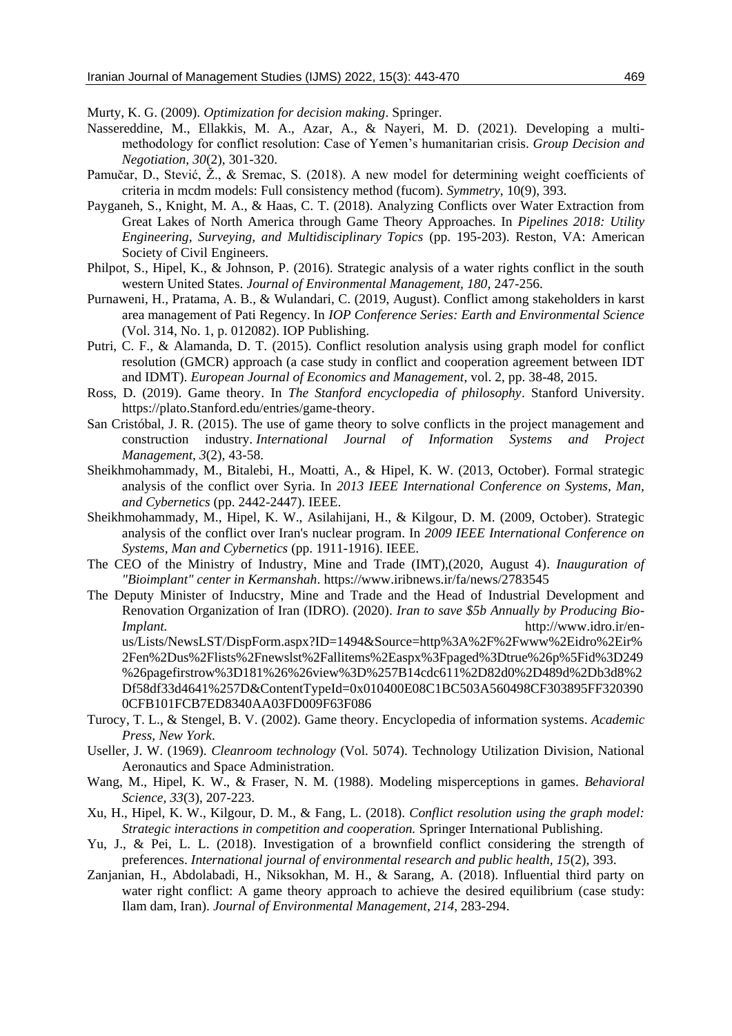Murty, K. G. (2009). *Optimization for decision making*. Springer.

Nassereddine, M., Ellakkis, M. A., Azar, A., & Nayeri, M. D. (2021). Developing a multi-methodology for conflict resolution: Case of Yemen's humanitarian crisis. *Group Decision and Negotiation, 30*(2), 301-320.

Pamučar, D., Stević, Ž., & Sremac, S. (2018). A new model for determining weight coefficients of criteria in mcdm models: Full consistency method (fucom). *Symmetry*, 10(9), 393.

Payganeh, S., Knight, M. A., & Haas, C. T. (2018). Analyzing Conflicts over Water Extraction from Great Lakes of North America through Game Theory Approaches. In *Pipelines 2018: Utility Engineering, Surveying, and Multidisciplinary Topics* (pp. 195-203). Reston, VA: American Society of Civil Engineers.

Philpot, S., Hipel, K., & Johnson, P. (2016). Strategic analysis of a water rights conflict in the south western United States. *Journal of Environmental Management, 180,* 247-256.

Purnaweni, H., Pratama, A. B., & Wulandari, C. (2019, August). Conflict among stakeholders in karst area management of Pati Regency. In *IOP Conference Series: Earth and Environmental Science* (Vol. 314, No. 1, p. 012082). IOP Publishing.

Putri, C. F., & Alamanda, D. T. (2015). Conflict resolution analysis using graph model for conflict resolution (GMCR) approach (a case study in conflict and cooperation agreement between IDT and IDMT). *European Journal of Economics and Management*, vol. 2, pp. 38-48, 2015.

Ross, D. (2019). Game theory. In *The Stanford encyclopedia of philosophy*. Stanford University. https://plato.Stanford.edu/entries/game-theory.

San Cristóbal, J. R. (2015). The use of game theory to solve conflicts in the project management and construction industry. *International Journal of Information Systems and Project Management, 3*(2), 43-58.

Sheikhmohammady, M., Bitalebi, H., Moatti, A., & Hipel, K. W. (2013, October). Formal strategic analysis of the conflict over Syria. In *2013 IEEE International Conference on Systems, Man, and Cybernetics* (pp. 2442-2447). IEEE.

Sheikhmohammady, M., Hipel, K. W., Asilahijani, H., & Kilgour, D. M. (2009, October). Strategic analysis of the conflict over Iran's nuclear program. In *2009 IEEE International Conference on Systems, Man and Cybernetics* (pp. 1911-1916). IEEE.

The CEO of the Ministry of Industry, Mine and Trade (IMT),(2020, August 4). *Inauguration of "Bioimplant" center in Kermanshah*. https://www.iribnews.ir/fa/news/2783545

The Deputy Minister of Inducstry, Mine and Trade and the Head of Industrial Development and Renovation Organization of Iran (IDRO). (2020). *Iran to save $5b Annually by Producing Bio-Implant.* http://www.idro.ir/en-us/Lists/NewsLST/DispForm.aspx?ID=1494&Source=http%3A%2F%2Fwww%2Eidro%2Eir%2Fen%2Dus%2Flists%2Fnewslst%2Fallitems%2Easpx%3Fpaged%3Dtrue%26p%5Fid%3D249%26pagefirstrow%3D181%26%26view%3D%257B14cdc611%2D82d0%2D489d%2Db3d8%2Df58df33d4641%257D&ContentTypeId=0x010400E08C1BC503A560498CF303895FF3203900CFB101FCB7ED8340AA03FD009F63F086

Turocy, T. L., & Stengel, B. V. (2002). Game theory. Encyclopedia of information systems. *Academic Press, New York*.

Useller, J. W. (1969). *Cleanroom technology* (Vol. 5074). Technology Utilization Division, National Aeronautics and Space Administration.

Wang, M., Hipel, K. W., & Fraser, N. M. (1988). Modeling misperceptions in games. *Behavioral Science, 33*(3), 207-223.

Xu, H., Hipel, K. W., Kilgour, D. M., & Fang, L. (2018). *Conflict resolution using the graph model: Strategic interactions in competition and cooperation.* Springer International Publishing.

Yu, J., & Pei, L. L. (2018). Investigation of a brownfield conflict considering the strength of preferences. *International journal of environmental research and public health, 15*(2), 393.

Zanjanian, H., Abdolabadi, H., Niksokhan, M. H., & Sarang, A. (2018). Influential third party on water right conflict: A game theory approach to achieve the desired equilibrium (case study: Ilam dam, Iran). *Journal of Environmental Management, 214*, 283-294.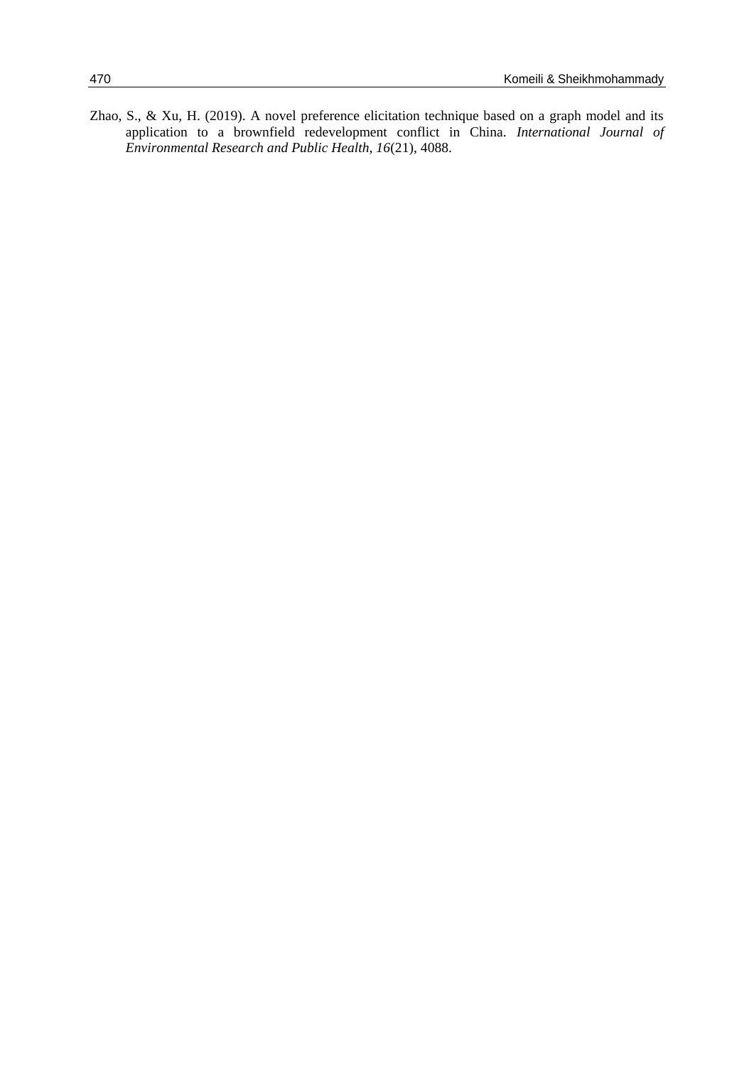Zhao, S., & Xu, H. (2019). A novel preference elicitation technique based on a graph model and its application to a brownfield redevelopment conflict in China. *International Journal of Environmental Research and Public Health, 16*(21), 4088.